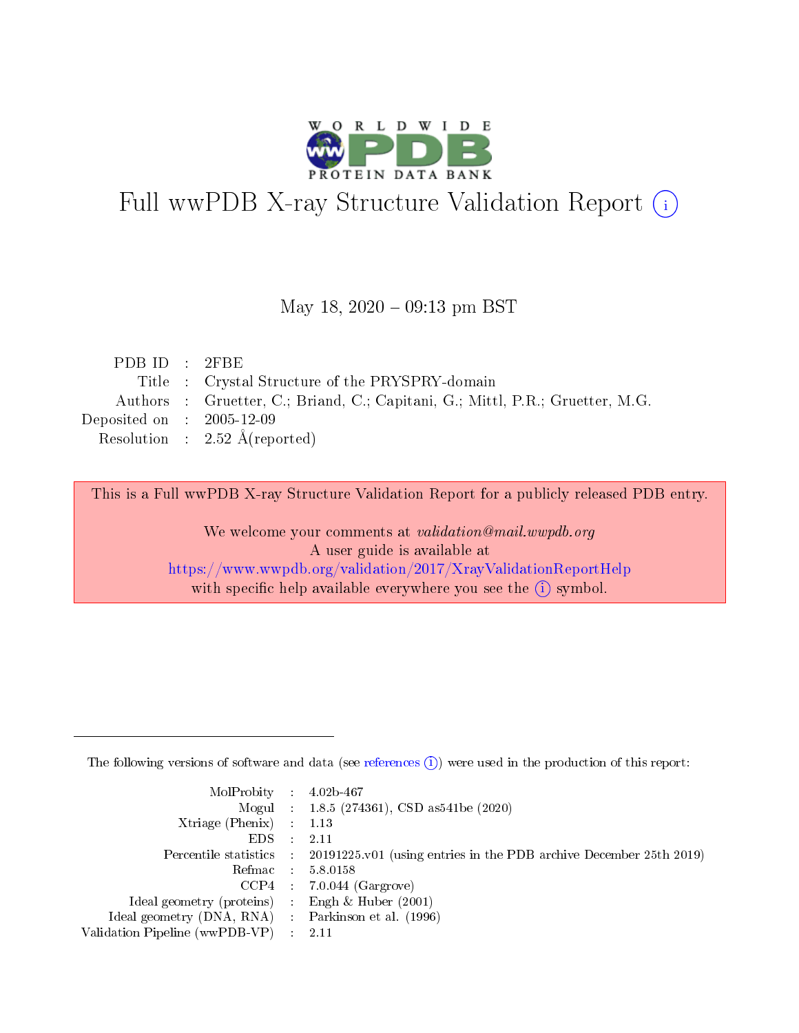# Full wwPDB X-ray Structure Validation Report (i)

May 18, 2020 – 09:13 pm BST

| | | |
|---|---|---|
| PDB ID | : | 2FBE |
| Title | : | Crystal Structure of the PRYSPRY-domain |
| Authors | : | Gruetter, C.; Briand, C.; Capitani, G.; Mittl, P.R.; Gruetter, M.G. |
| Deposited on | : | 2005-12-09 |
| Resolution | : | 2.52 Å(reported) |

This is a Full wwPDB X-ray Structure Validation Report for a publicly released PDB entry.

We welcome your comments at *validation@mail.wwpdb.org*
A user guide is available at
https://www.wwpdb.org/validation/2017/XrayValidationReportHelp
with specific help available everywhere you see the (i) symbol.

---

The following versions of software and data (see references (i)) were used in the production of this report:

| | | |
|---|---|---|
| MolProbity | : | 4.02b-467 |
| Mogul | : | 1.8.5 (274361), CSD as541be (2020) |
| Xtriage (Phenix) | : | 1.13 |
| EDS | : | 2.11 |
| Percentile statistics | : | 20191225.v01 (using entries in the PDB archive December 25th 2019) |
| Refmac | : | 5.8.0158 |
| CCP4 | : | 7.0.044 (Gargrove) |
| Ideal geometry (proteins) | : | Engh & Huber (2001) |
| Ideal geometry (DNA, RNA) | : | Parkinson et al. (1996) |
| Validation Pipeline (wwPDB-VP) | : | 2.11 |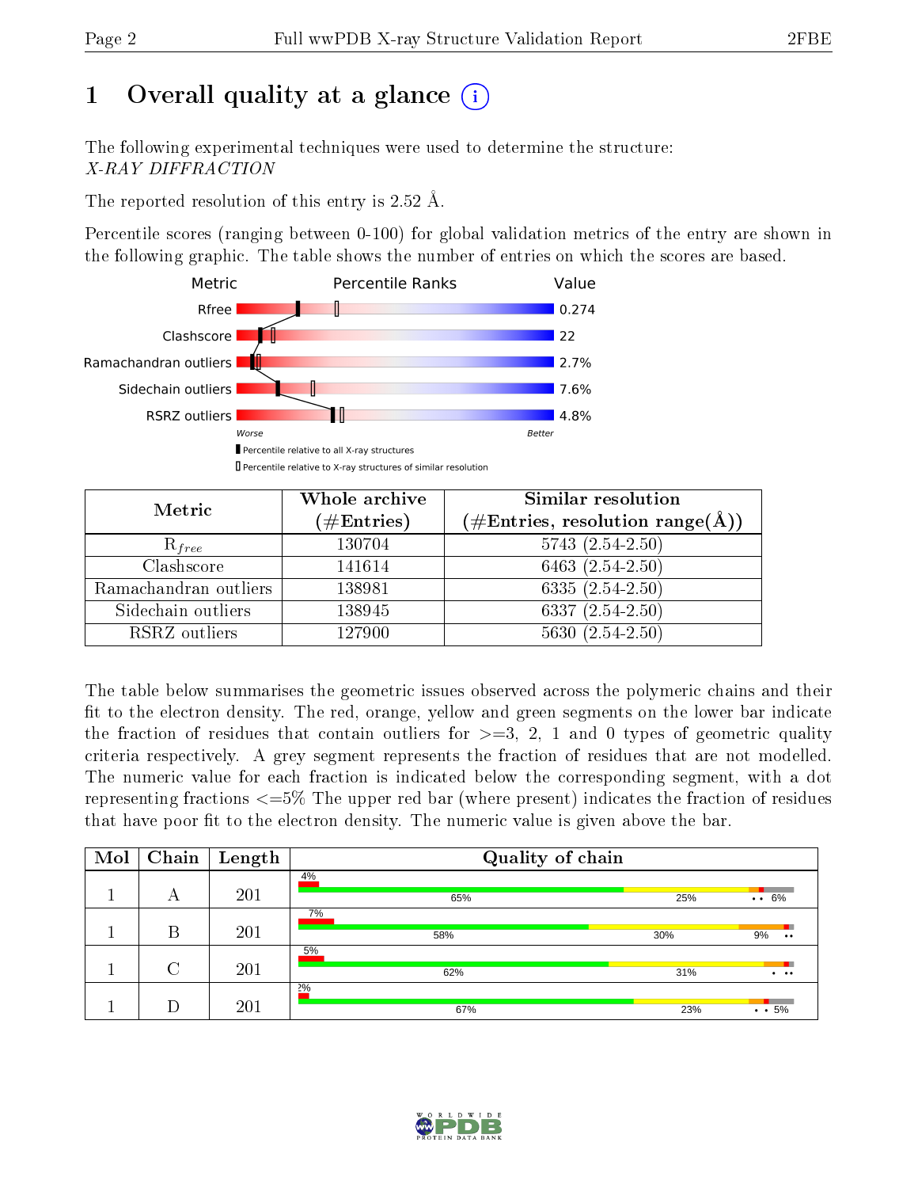# 1 Overall quality at a glance

The following experimental techniques were used to determine the structure: *X-RAY DIFFRACTION*

The reported resolution of this entry is 2.52 Å.

Percentile scores (ranging between 0-100) for global validation metrics of the entry are shown in the following graphic. The table shows the number of entries on which the scores are based.

| Metric | Value |
|---|---|
| Rfree | 0.274 |
| Clashscore | 22 |
| Ramachandran outliers | 2.7% |
| Sidechain outliers | 7.6% |
| RSRZ outliers | 4.8% |

| Metric | Whole archive (#Entries) | Similar resolution (#Entries, resolution range(Å)) |
|---|---|---|
| $R_{free}$ | 130704 | 5743 (2.54-2.50) |
| Clashscore | 141614 | 6463 (2.54-2.50) |
| Ramachandran outliers | 138981 | 6335 (2.54-2.50) |
| Sidechain outliers | 138945 | 6337 (2.54-2.50) |
| RSRZ outliers | 127900 | 5630 (2.54-2.50) |

The table below summarises the geometric issues observed across the polymeric chains and their fit to the electron density. The red, orange, yellow and green segments on the lower bar indicate the fraction of residues that contain outliers for >=3, 2, 1 and 0 types of geometric quality criteria respectively. A grey segment represents the fraction of residues that are not modelled. The numeric value for each fraction is indicated below the corresponding segment, with a dot representing fractions <=5% The upper red bar (where present) indicates the fraction of residues that have poor fit to the electron density. The numeric value is given above the bar.

| Mol | Chain | Length | Quality of chain |
|---|---|---|---|
| 1 | A | 201 | 4%; 65%, 25%, • •, 6% |
| 1 | B | 201 | 7%; 58%, 30%, 9%, • • |
| 1 | C | 201 | 5%; 62%, 31%, • • • |
| 1 | D | 201 | 2%; 67%, 23%, • •, 5% |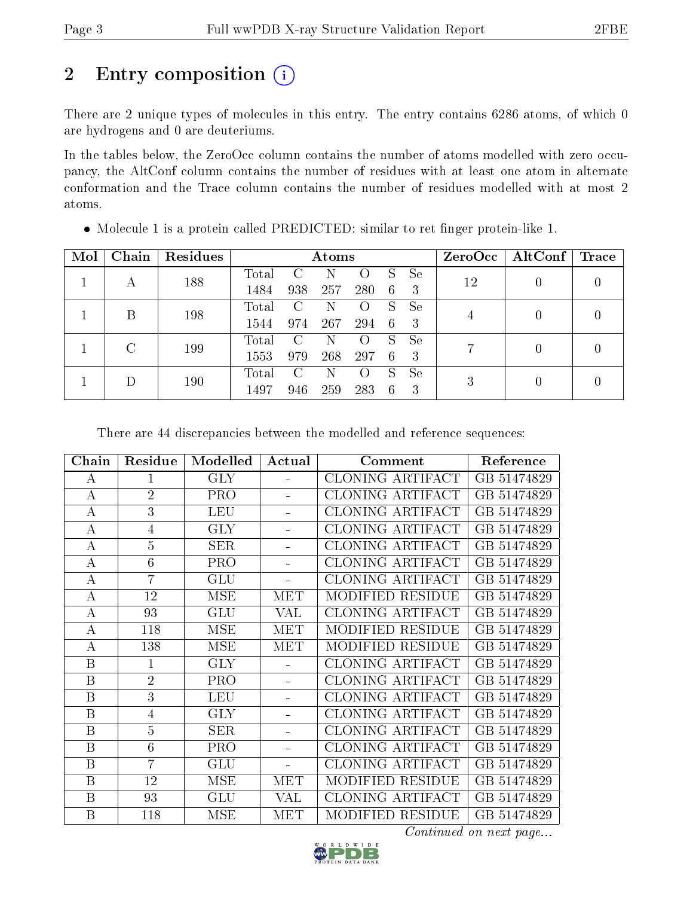# 2 Entry composition (i)

There are 2 unique types of molecules in this entry. The entry contains 6286 atoms, of which 0 are hydrogens and 0 are deuteriums.

In the tables below, the ZeroOcc column contains the number of atoms modelled with zero occupancy, the AltConf column contains the number of residues with at least one atom in alternate conformation and the Trace column contains the number of residues modelled with at most 2 atoms.

- Molecule 1 is a protein called PREDICTED: similar to ret finger protein-like 1.

| Mol | Chain | Residues | Atoms | | | | | | ZeroOcc | AltConf | Trace |
|---|---|---|---|---|---|---|---|---|---|---|---|
| 1 | A | 188 | Total<br>1484 | C<br>938 | N<br>257 | O<br>280 | S<br>6 | Se<br>3 | 12 | 0 | 0 |
| 1 | B | 198 | Total<br>1544 | C<br>974 | N<br>267 | O<br>294 | S<br>6 | Se<br>3 | 4 | 0 | 0 |
| 1 | C | 199 | Total<br>1553 | C<br>979 | N<br>268 | O<br>297 | S<br>6 | Se<br>3 | 7 | 0 | 0 |
| 1 | D | 190 | Total<br>1497 | C<br>946 | N<br>259 | O<br>283 | S<br>6 | Se<br>3 | 3 | 0 | 0 |

There are 44 discrepancies between the modelled and reference sequences:

| Chain | Residue | Modelled | Actual | Comment | Reference |
|---|---|---|---|---|---|
| A | 1 | GLY | - | CLONING ARTIFACT | GB 51474829 |
| A | 2 | PRO | - | CLONING ARTIFACT | GB 51474829 |
| A | 3 | LEU | - | CLONING ARTIFACT | GB 51474829 |
| A | 4 | GLY | - | CLONING ARTIFACT | GB 51474829 |
| A | 5 | SER | - | CLONING ARTIFACT | GB 51474829 |
| A | 6 | PRO | - | CLONING ARTIFACT | GB 51474829 |
| A | 7 | GLU | - | CLONING ARTIFACT | GB 51474829 |
| A | 12 | MSE | MET | MODIFIED RESIDUE | GB 51474829 |
| A | 93 | GLU | VAL | CLONING ARTIFACT | GB 51474829 |
| A | 118 | MSE | MET | MODIFIED RESIDUE | GB 51474829 |
| A | 138 | MSE | MET | MODIFIED RESIDUE | GB 51474829 |
| B | 1 | GLY | - | CLONING ARTIFACT | GB 51474829 |
| B | 2 | PRO | - | CLONING ARTIFACT | GB 51474829 |
| B | 3 | LEU | - | CLONING ARTIFACT | GB 51474829 |
| B | 4 | GLY | - | CLONING ARTIFACT | GB 51474829 |
| B | 5 | SER | - | CLONING ARTIFACT | GB 51474829 |
| B | 6 | PRO | - | CLONING ARTIFACT | GB 51474829 |
| B | 7 | GLU | - | CLONING ARTIFACT | GB 51474829 |
| B | 12 | MSE | MET | MODIFIED RESIDUE | GB 51474829 |
| B | 93 | GLU | VAL | CLONING ARTIFACT | GB 51474829 |
| B | 118 | MSE | MET | MODIFIED RESIDUE | GB 51474829 |

*Continued on next page...*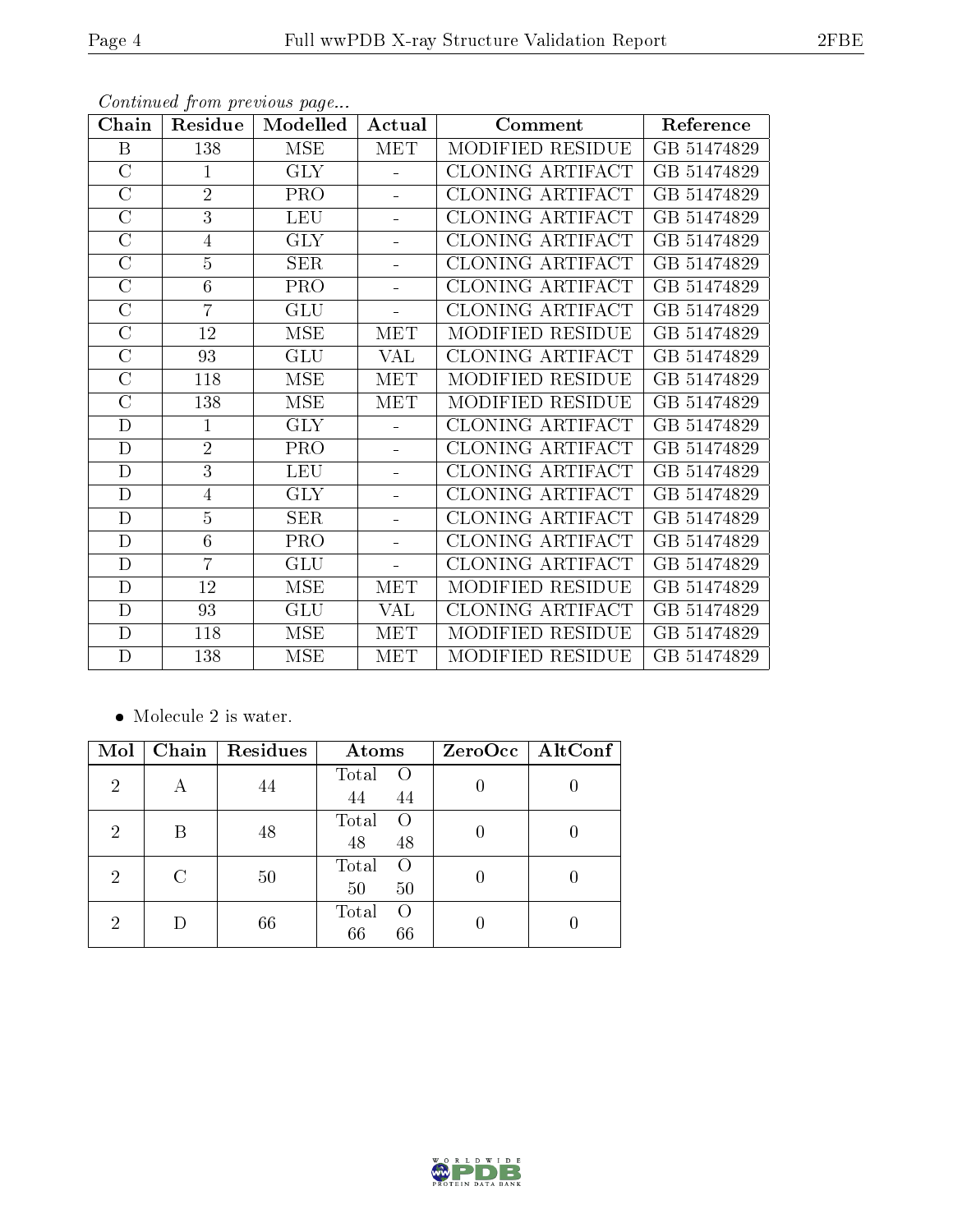*Continued from previous page...*

| Chain | Residue | Modelled | Actual | Comment | Reference |
|---|---|---|---|---|---|
| B | 138 | MSE | MET | MODIFIED RESIDUE | GB 51474829 |
| C | 1 | GLY | - | CLONING ARTIFACT | GB 51474829 |
| C | 2 | PRO | - | CLONING ARTIFACT | GB 51474829 |
| C | 3 | LEU | - | CLONING ARTIFACT | GB 51474829 |
| C | 4 | GLY | - | CLONING ARTIFACT | GB 51474829 |
| C | 5 | SER | - | CLONING ARTIFACT | GB 51474829 |
| C | 6 | PRO | - | CLONING ARTIFACT | GB 51474829 |
| C | 7 | GLU | - | CLONING ARTIFACT | GB 51474829 |
| C | 12 | MSE | MET | MODIFIED RESIDUE | GB 51474829 |
| C | 93 | GLU | VAL | CLONING ARTIFACT | GB 51474829 |
| C | 118 | MSE | MET | MODIFIED RESIDUE | GB 51474829 |
| C | 138 | MSE | MET | MODIFIED RESIDUE | GB 51474829 |
| D | 1 | GLY | - | CLONING ARTIFACT | GB 51474829 |
| D | 2 | PRO | - | CLONING ARTIFACT | GB 51474829 |
| D | 3 | LEU | - | CLONING ARTIFACT | GB 51474829 |
| D | 4 | GLY | - | CLONING ARTIFACT | GB 51474829 |
| D | 5 | SER | - | CLONING ARTIFACT | GB 51474829 |
| D | 6 | PRO | - | CLONING ARTIFACT | GB 51474829 |
| D | 7 | GLU | - | CLONING ARTIFACT | GB 51474829 |
| D | 12 | MSE | MET | MODIFIED RESIDUE | GB 51474829 |
| D | 93 | GLU | VAL | CLONING ARTIFACT | GB 51474829 |
| D | 118 | MSE | MET | MODIFIED RESIDUE | GB 51474829 |
| D | 138 | MSE | MET | MODIFIED RESIDUE | GB 51474829 |

- Molecule 2 is water.

| Mol | Chain | Residues | Atoms | ZeroOcc | AltConf |
|---|---|---|---|---|---|
| 2 | A | 44 | Total O<br>44 44 | 0 | 0 |
| 2 | B | 48 | Total O<br>48 48 | 0 | 0 |
| 2 | C | 50 | Total O<br>50 50 | 0 | 0 |
| 2 | D | 66 | Total O<br>66 66 | 0 | 0 |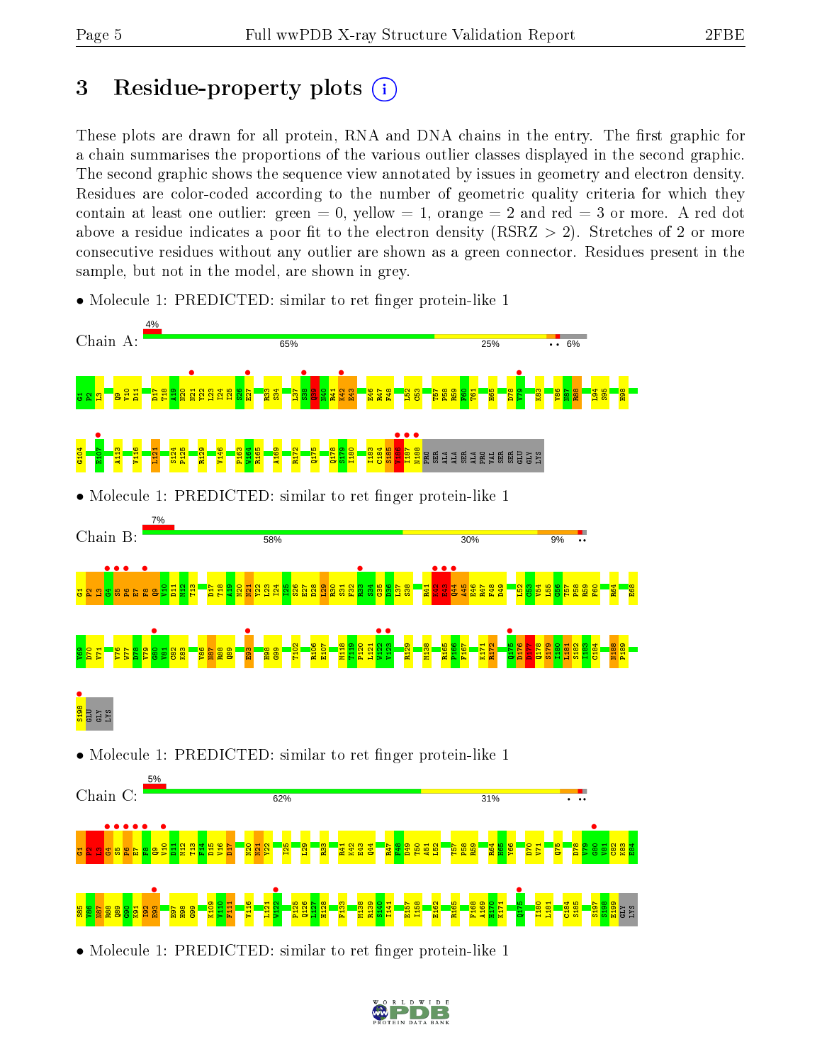# 3 Residue-property plots

These plots are drawn for all protein, RNA and DNA chains in the entry. The first graphic for a chain summarises the proportions of the various outlier classes displayed in the second graphic. The second graphic shows the sequence view annotated by issues in geometry and electron density. Residues are color-coded according to the number of geometric quality criteria for which they contain at least one outlier: green = 0, yellow = 1, orange = 2 and red = 3 or more. A red dot above a residue indicates a poor fit to the electron density (RSRZ > 2). Stretches of 2 or more consecutive residues without any outlier are shown as a green connector. Residues present in the sample, but not in the model, are shown in grey.

- Molecule 1: PREDICTED: similar to ret finger protein-like 1

Chain A: 4% | 65% | 25% | • • 6%

G1 P2 L3 Q9 V10 D11 D17 T18 A19 N20 N21 Y22 L23 I24 I25 S26 E27 R33 S34 L37 S38 Q39 N40 R41 K42 E43 E46 R47 F48 L52 C53 T57 P58 R59 F60 T61 H65 D78 V79 K83 V86 N87 R88 L94 S95 H98 G104 E107 A113 V116 I121 S124 P125 R129 V146 P163 W164 R165 A169 R172 Q175 Q178 S179 I180 I183 C184 S185 W186 I187 N188 PRO SER ALA ALA SER ALA PRO VAL SER SER GLU GLY LYS

- Molecule 1: PREDICTED: similar to ret finger protein-like 1

Chain B: 7% | 58% | 30% | 9% • •

G1 P2 L3 G4 S5 P6 E7 F8 Q9 V10 D11 M12 T13 D17 T18 A19 N20 N21 I22 L23 I24 I25 S26 E27 D28 L29 R30 S31 F32 R33 S34 G35 D36 L37 S38 R41 K42 E43 Q44 A45 E46 R47 F48 D49 L52 C53 V54 L55 G56 T57 P58 R59 F60 R64 H68 V69 D70 V71 V76 W77 D78 V79 G80 V81 C82 K83 V86 N87 R88 Q89 E93 H98 G99 T102 R106 E107 M118 T119 P120 L121 W122 V123 R129 M138 R165 P166 F167 K171 R172 Q175 D176 D177 Q178 S179 I180 L181 S182 I183 C184 N188 P189 S198 GLU GLY LYS

- Molecule 1: PREDICTED: similar to ret finger protein-like 1

Chain C: 5% | 62% | 31% | • • •

G1 P2 L3 G4 S5 P6 E7 F8 Q9 V10 D11 M12 T13 F14 D15 V16 D17 N20 N21 Y22 I25 L29 R33 R41 K42 E43 Q44 R47 F48 D49 T50 A51 L52 T57 P58 R59 R64 H65 Y66 D70 V71 Q75 D78 V79 G80 V81 C82 K83 E84 S85 V86 N87 R88 Q89 G90 K91 I92 E93 E97 H98 G99 K109 V110 F111 V116 L121 W122 P125 Q126 L127 H128 F133 M138 R139 S140 I141 E157 I158 E162 R165 F168 A169 H170 K171 Q175 I180 L181 C184 S185 S197 S198 E199 GLY LYS

- Molecule 1: PREDICTED: similar to ret finger protein-like 1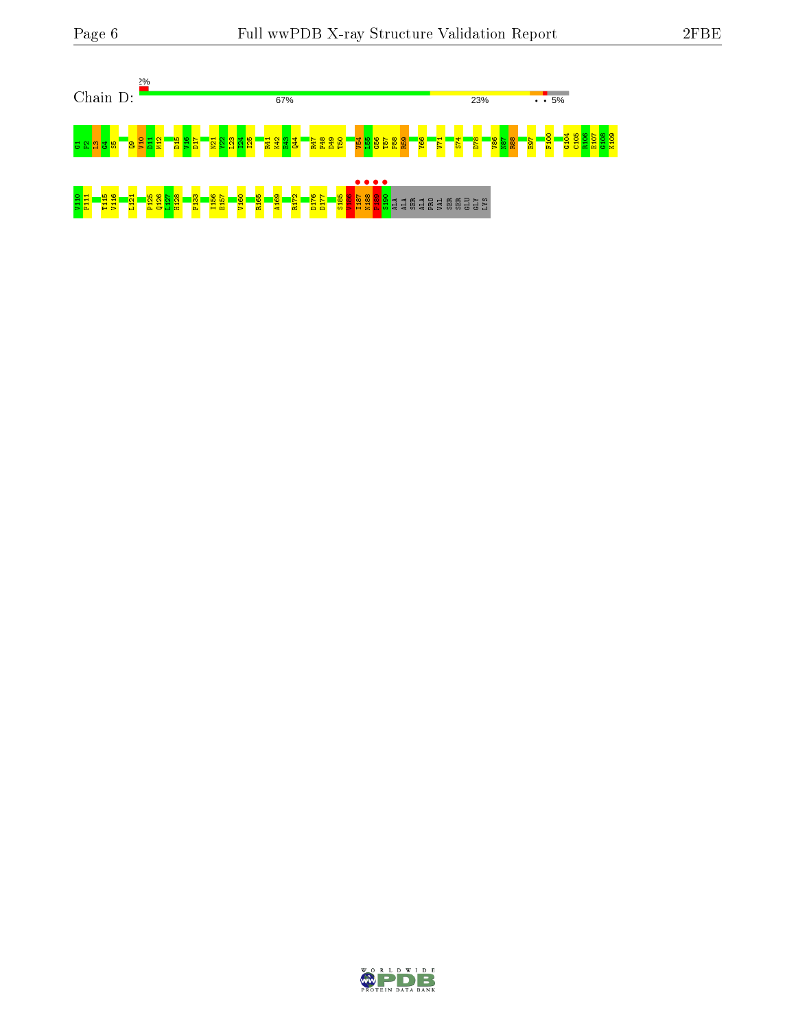Chain D:

2%

67%

23%

• • 5%

G1 P2 L3 G4 S5 Q9 V10 D11 M12 D15 V16 D17 N21 Y22 L23 I24 I25 R41 K42 E43 Q44 R47 F48 D49 T50 V54 L55 G56 T57 P58 R59 Y66 V71 S74 D78 V86 N87 R88 E97 F100 G104 C105 R106 E107 G108 K109

V110 F111 T115 V116 L121 P125 Q126 L127 H128 F133 I156 E157 V160 R165 A169 R172 D176 D177 S185 V186 I187 N188 F189 S190 ALA ALA SER ALA PRO VAL SER SER GLU GLY LYS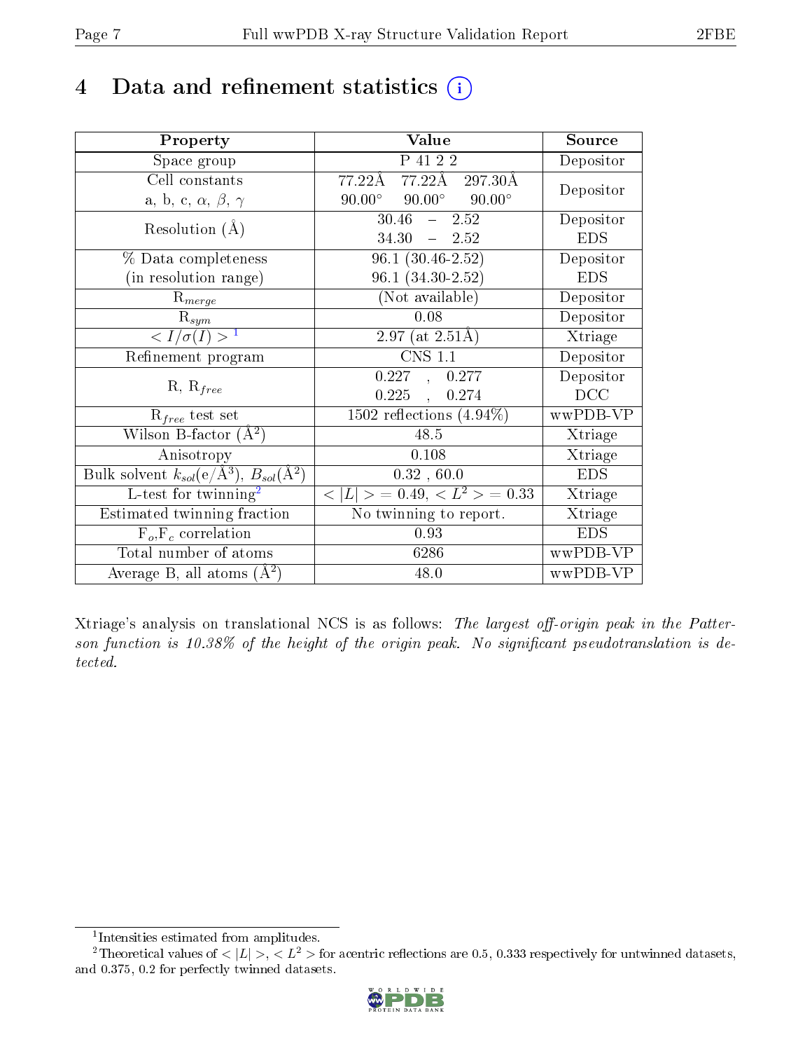# 4 Data and refinement statistics (i)

| Property | Value | Source |
|---|---|---|
| Space group | P 41 2 2 | Depositor |
| Cell constants<br>a, b, c, $\alpha$, $\beta$, $\gamma$ | 77.22Å 77.22Å 297.30Å<br>90.00° 90.00° 90.00° | Depositor |
| Resolution (Å) | 30.46 – 2.52<br>34.30 – 2.52 | Depositor<br>EDS |
| % Data completeness<br>(in resolution range) | 96.1 (30.46-2.52)<br>96.1 (34.30-2.52) | Depositor<br>EDS |
| $R_{merge}$ | (Not available) | Depositor |
| $R_{sym}$ | 0.08 | Depositor |
| $< I/\sigma(I) >$ [1] | 2.97 (at 2.51Å) | Xtriage |
| Refinement program | CNS 1.1 | Depositor |
| R, $R_{free}$ | 0.227 , 0.277<br>0.225 , 0.274 | Depositor<br>DCC |
| $R_{free}$ test set | 1502 reflections (4.94%) | wwPDB-VP |
| Wilson B-factor (Å$^2$) | 48.5 | Xtriage |
| Anisotropy | 0.108 | Xtriage |
| Bulk solvent $k_{sol}$(e/Å$^3$), $B_{sol}$(Å$^2$) | 0.32 , 60.0 | EDS |
| L-test for twinning[2] | $< \|L\| > = 0.49$, $< L^2 > = 0.33$ | Xtriage |
| Estimated twinning fraction | No twinning to report. | Xtriage |
| $F_o$,$F_c$ correlation | 0.93 | EDS |
| Total number of atoms | 6286 | wwPDB-VP |
| Average B, all atoms (Å$^2$) | 48.0 | wwPDB-VP |

Xtriage's analysis on translational NCS is as follows: *The largest off-origin peak in the Patterson function is 10.38% of the height of the origin peak. No significant pseudotranslation is detected.*

[1] Intensities estimated from amplitudes.

[2] Theoretical values of $< |L| >$, $< L^2 >$ for acentric reflections are 0.5, 0.333 respectively for untwinned datasets, and 0.375, 0.2 for perfectly twinned datasets.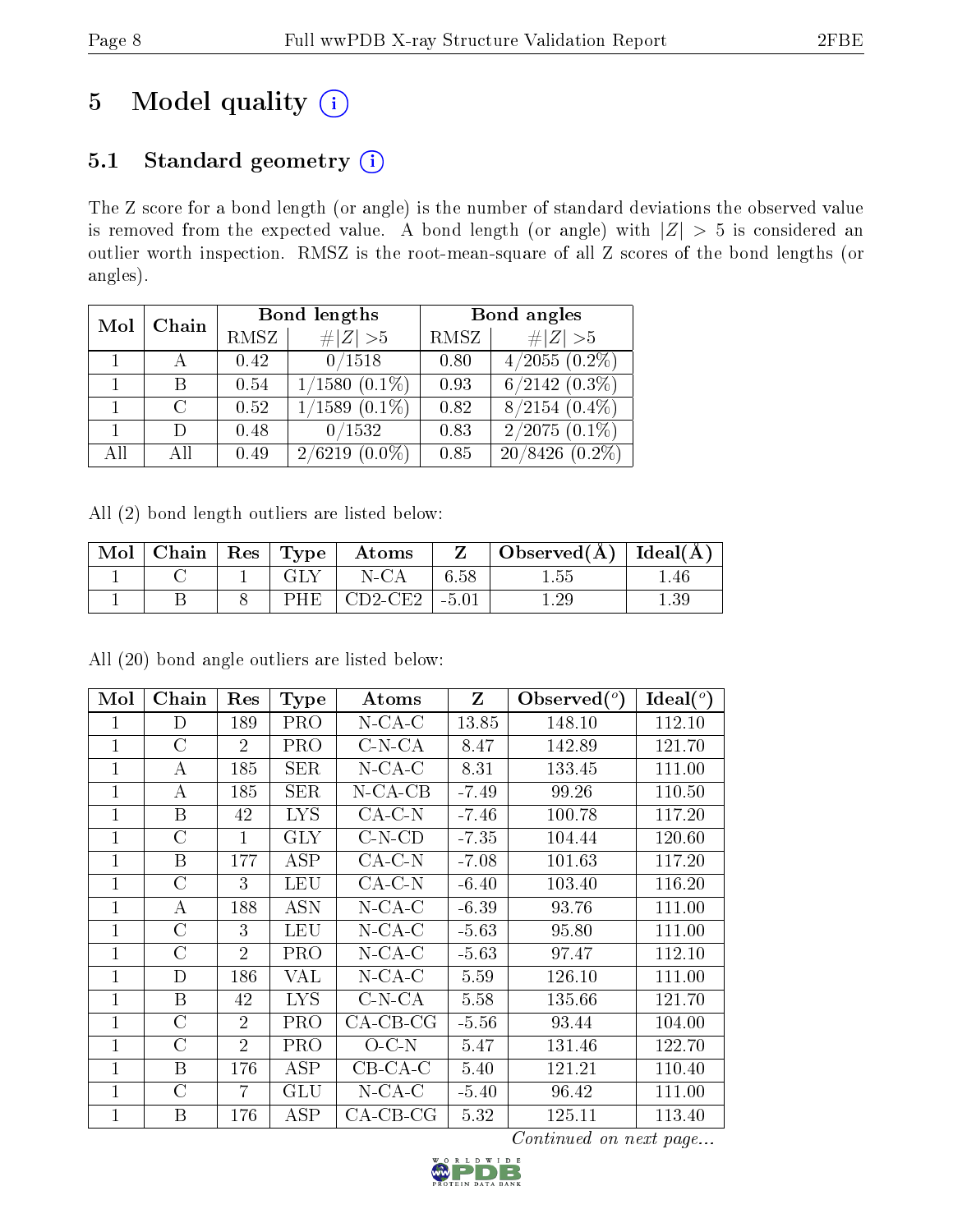# 5 Model quality (i)

## 5.1 Standard geometry (i)

The Z score for a bond length (or angle) is the number of standard deviations the observed value is removed from the expected value. A bond length (or angle) with $|Z| > 5$ is considered an outlier worth inspection. RMSZ is the root-mean-square of all Z scores of the bond lengths (or angles).

| Mol | Chain | Bond lengths | | Bond angles | |
|---|---|---|---|---|---|
| | | RMSZ | #\|Z\| >5 | RMSZ | #\|Z\| >5 |
| 1 | A | 0.42 | 0/1518 | 0.80 | 4/2055 (0.2%) |
| 1 | B | 0.54 | 1/1580 (0.1%) | 0.93 | 6/2142 (0.3%) |
| 1 | C | 0.52 | 1/1589 (0.1%) | 0.82 | 8/2154 (0.4%) |
| 1 | D | 0.48 | 0/1532 | 0.83 | 2/2075 (0.1%) |
| All | All | 0.49 | 2/6219 (0.0%) | 0.85 | 20/8426 (0.2%) |

All (2) bond length outliers are listed below:

| Mol | Chain | Res | Type | Atoms | Z | Observed(Å) | Ideal(Å) |
|---|---|---|---|---|---|---|---|
| 1 | C | 1 | GLY | N-CA | 6.58 | 1.55 | 1.46 |
| 1 | B | 8 | PHE | CD2-CE2 | -5.01 | 1.29 | 1.39 |

All (20) bond angle outliers are listed below:

| Mol | Chain | Res | Type | Atoms | Z | Observed(°) | Ideal(°) |
|---|---|---|---|---|---|---|---|
| 1 | D | 189 | PRO | N-CA-C | 13.85 | 148.10 | 112.10 |
| 1 | C | 2 | PRO | C-N-CA | 8.47 | 142.89 | 121.70 |
| 1 | A | 185 | SER | N-CA-C | 8.31 | 133.45 | 111.00 |
| 1 | A | 185 | SER | N-CA-CB | -7.49 | 99.26 | 110.50 |
| 1 | B | 42 | LYS | CA-C-N | -7.46 | 100.78 | 117.20 |
| 1 | C | 1 | GLY | C-N-CD | -7.35 | 104.44 | 120.60 |
| 1 | B | 177 | ASP | CA-C-N | -7.08 | 101.63 | 117.20 |
| 1 | C | 3 | LEU | CA-C-N | -6.40 | 103.40 | 116.20 |
| 1 | A | 188 | ASN | N-CA-C | -6.39 | 93.76 | 111.00 |
| 1 | C | 3 | LEU | N-CA-C | -5.63 | 95.80 | 111.00 |
| 1 | C | 2 | PRO | N-CA-C | -5.63 | 97.47 | 112.10 |
| 1 | D | 186 | VAL | N-CA-C | 5.59 | 126.10 | 111.00 |
| 1 | B | 42 | LYS | C-N-CA | 5.58 | 135.66 | 121.70 |
| 1 | C | 2 | PRO | CA-CB-CG | -5.56 | 93.44 | 104.00 |
| 1 | C | 2 | PRO | O-C-N | 5.47 | 131.46 | 122.70 |
| 1 | B | 176 | ASP | CB-CA-C | 5.40 | 121.21 | 110.40 |
| 1 | C | 7 | GLU | N-CA-C | -5.40 | 96.42 | 111.00 |
| 1 | B | 176 | ASP | CA-CB-CG | 5.32 | 125.11 | 113.40 |

*Continued on next page...*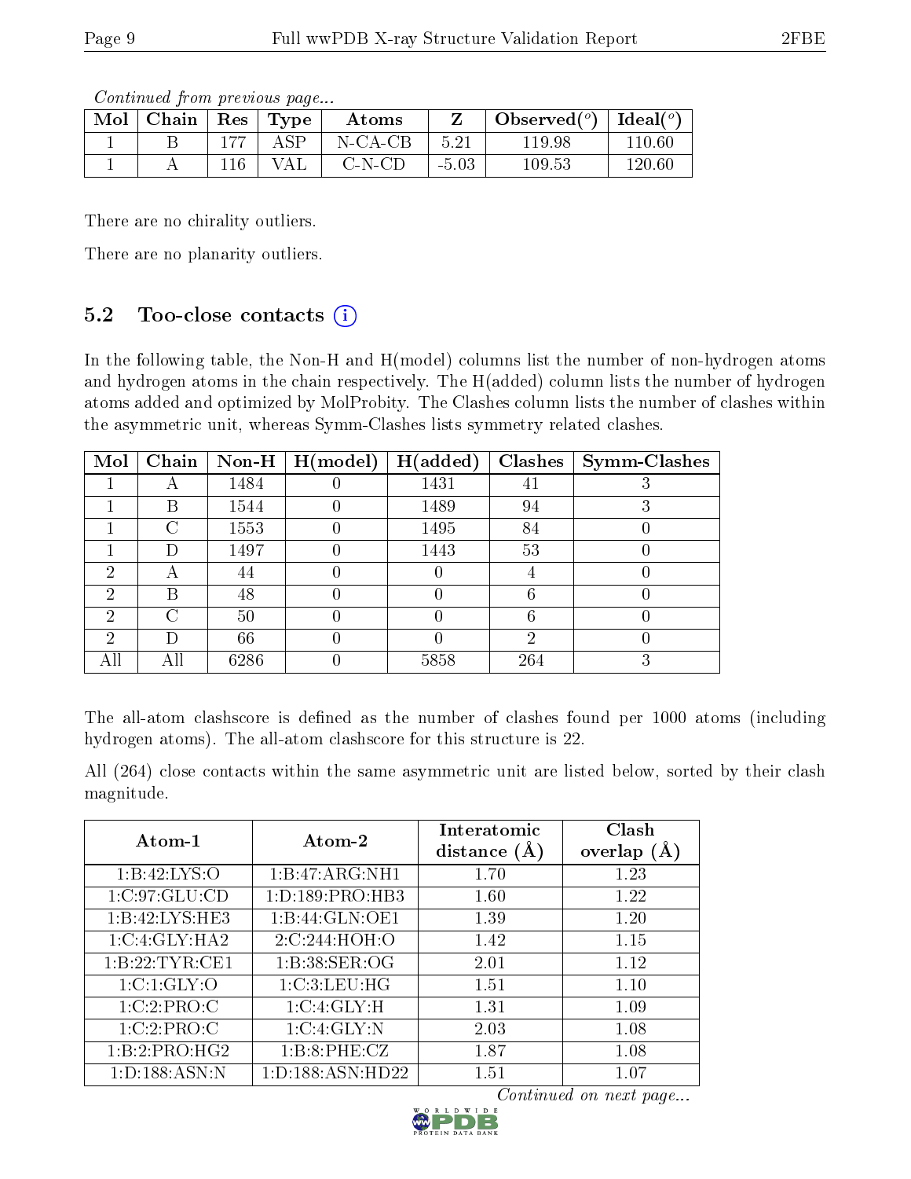*Continued from previous page...*

| Mol | Chain | Res | Type | Atoms | Z | Observed(°) | Ideal(°) |
|---|---|---|---|---|---|---|---|
| 1 | B | 177 | ASP | N-CA-CB | 5.21 | 119.98 | 110.60 |
| 1 | A | 116 | VAL | C-N-CD | -5.03 | 109.53 | 120.60 |

There are no chirality outliers.

There are no planarity outliers.

### 5.2 Too-close contacts

In the following table, the Non-H and H(model) columns list the number of non-hydrogen atoms and hydrogen atoms in the chain respectively. The H(added) column lists the number of hydrogen atoms added and optimized by MolProbity. The Clashes column lists the number of clashes within the asymmetric unit, whereas Symm-Clashes lists symmetry related clashes.

| Mol | Chain | Non-H | H(model) | H(added) | Clashes | Symm-Clashes |
|---|---|---|---|---|---|---|
| 1 | A | 1484 | 0 | 1431 | 41 | 3 |
| 1 | B | 1544 | 0 | 1489 | 94 | 3 |
| 1 | C | 1553 | 0 | 1495 | 84 | 0 |
| 1 | D | 1497 | 0 | 1443 | 53 | 0 |
| 2 | A | 44 | 0 | 0 | 4 | 0 |
| 2 | B | 48 | 0 | 0 | 6 | 0 |
| 2 | C | 50 | 0 | 0 | 6 | 0 |
| 2 | D | 66 | 0 | 0 | 2 | 0 |
| All | All | 6286 | 0 | 5858 | 264 | 3 |

The all-atom clashscore is defined as the number of clashes found per 1000 atoms (including hydrogen atoms). The all-atom clashscore for this structure is 22.

All (264) close contacts within the same asymmetric unit are listed below, sorted by their clash magnitude.

| Atom-1 | Atom-2 | Interatomic distance (Å) | Clash overlap (Å) |
|---|---|---|---|
| 1:B:42:LYS:O | 1:B:47:ARG:NH1 | 1.70 | 1.23 |
| 1:C:97:GLU:CD | 1:D:189:PRO:HB3 | 1.60 | 1.22 |
| 1:B:42:LYS:HE3 | 1:B:44:GLN:OE1 | 1.39 | 1.20 |
| 1:C:4:GLY:HA2 | 2:C:244:HOH:O | 1.42 | 1.15 |
| 1:B:22:TYR:CE1 | 1:B:38:SER:OG | 2.01 | 1.12 |
| 1:C:1:GLY:O | 1:C:3:LEU:HG | 1.51 | 1.10 |
| 1:C:2:PRO:C | 1:C:4:GLY:H | 1.31 | 1.09 |
| 1:C:2:PRO:C | 1:C:4:GLY:N | 2.03 | 1.08 |
| 1:B:2:PRO:HG2 | 1:B:8:PHE:CZ | 1.87 | 1.08 |
| 1:D:188:ASN:N | 1:D:188:ASN:HD22 | 1.51 | 1.07 |

*Continued on next page...*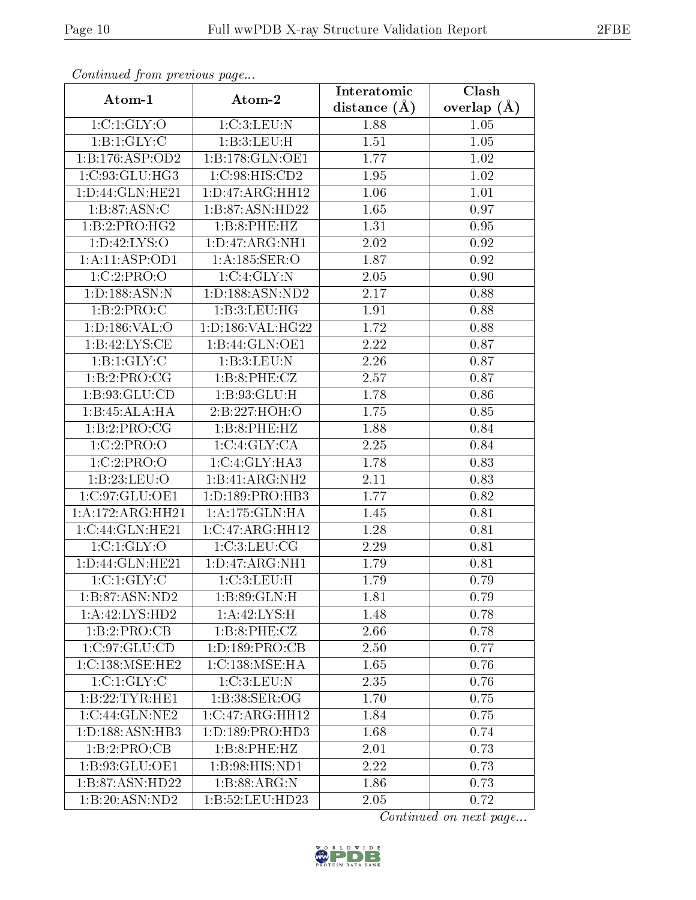*Continued from previous page...*

| Atom-1 | Atom-2 | Interatomic distance (Å) | Clash overlap (Å) |
|---|---|---|---|
| 1:C:1:GLY:O | 1:C:3:LEU:N | 1.88 | 1.05 |
| 1:B:1:GLY:C | 1:B:3:LEU:H | 1.51 | 1.05 |
| 1:B:176:ASP:OD2 | 1:B:178:GLN:OE1 | 1.77 | 1.02 |
| 1:C:93:GLU:HG3 | 1:C:98:HIS:CD2 | 1.95 | 1.02 |
| 1:D:44:GLN:HE21 | 1:D:47:ARG:HH12 | 1.06 | 1.01 |
| 1:B:87:ASN:C | 1:B:87:ASN:HD22 | 1.65 | 0.97 |
| 1:B:2:PRO:HG2 | 1:B:8:PHE:HZ | 1.31 | 0.95 |
| 1:D:42:LYS:O | 1:D:47:ARG:NH1 | 2.02 | 0.92 |
| 1:A:11:ASP:OD1 | 1:A:185:SER:O | 1.87 | 0.92 |
| 1:C:2:PRO:O | 1:C:4:GLY:N | 2.05 | 0.90 |
| 1:D:188:ASN:N | 1:D:188:ASN:ND2 | 2.17 | 0.88 |
| 1:B:2:PRO:C | 1:B:3:LEU:HG | 1.91 | 0.88 |
| 1:D:186:VAL:O | 1:D:186:VAL:HG22 | 1.72 | 0.88 |
| 1:B:42:LYS:CE | 1:B:44:GLN:OE1 | 2.22 | 0.87 |
| 1:B:1:GLY:C | 1:B:3:LEU:N | 2.26 | 0.87 |
| 1:B:2:PRO:CG | 1:B:8:PHE:CZ | 2.57 | 0.87 |
| 1:B:93:GLU:CD | 1:B:93:GLU:H | 1.78 | 0.86 |
| 1:B:45:ALA:HA | 2:B:227:HOH:O | 1.75 | 0.85 |
| 1:B:2:PRO:CG | 1:B:8:PHE:HZ | 1.88 | 0.84 |
| 1:C:2:PRO:O | 1:C:4:GLY:CA | 2.25 | 0.84 |
| 1:C:2:PRO:O | 1:C:4:GLY:HA3 | 1.78 | 0.83 |
| 1:B:23:LEU:O | 1:B:41:ARG:NH2 | 2.11 | 0.83 |
| 1:C:97:GLU:OE1 | 1:D:189:PRO:HB3 | 1.77 | 0.82 |
| 1:A:172:ARG:HH21 | 1:A:175:GLN:HA | 1.45 | 0.81 |
| 1:C:44:GLN:HE21 | 1:C:47:ARG:HH12 | 1.28 | 0.81 |
| 1:C:1:GLY:O | 1:C:3:LEU:CG | 2.29 | 0.81 |
| 1:D:44:GLN:HE21 | 1:D:47:ARG:NH1 | 1.79 | 0.81 |
| 1:C:1:GLY:C | 1:C:3:LEU:H | 1.79 | 0.79 |
| 1:B:87:ASN:ND2 | 1:B:89:GLN:H | 1.81 | 0.79 |
| 1:A:42:LYS:HD2 | 1:A:42:LYS:H | 1.48 | 0.78 |
| 1:B:2:PRO:CB | 1:B:8:PHE:CZ | 2.66 | 0.78 |
| 1:C:97:GLU:CD | 1:D:189:PRO:CB | 2.50 | 0.77 |
| 1:C:138:MSE:HE2 | 1:C:138:MSE:HA | 1.65 | 0.76 |
| 1:C:1:GLY:C | 1:C:3:LEU:N | 2.35 | 0.76 |
| 1:B:22:TYR:HE1 | 1:B:38:SER:OG | 1.70 | 0.75 |
| 1:C:44:GLN:NE2 | 1:C:47:ARG:HH12 | 1.84 | 0.75 |
| 1:D:188:ASN:HB3 | 1:D:189:PRO:HD3 | 1.68 | 0.74 |
| 1:B:2:PRO:CB | 1:B:8:PHE:HZ | 2.01 | 0.73 |
| 1:B:93:GLU:OE1 | 1:B:98:HIS:ND1 | 2.22 | 0.73 |
| 1:B:87:ASN:HD22 | 1:B:88:ARG:N | 1.86 | 0.73 |
| 1:B:20:ASN:ND2 | 1:B:52:LEU:HD23 | 2.05 | 0.72 |

*Continued on next page...*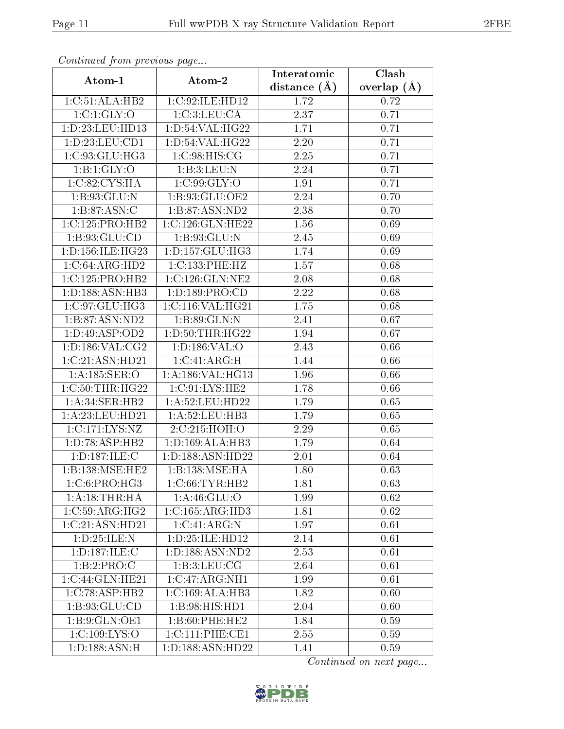*Continued from previous page...*

| Atom-1 | Atom-2 | Interatomic distance (Å) | Clash overlap (Å) |
|---|---|---|---|
| 1:C:51:ALA:HB2 | 1:C:92:ILE:HD12 | 1.72 | 0.72 |
| 1:C:1:GLY:O | 1:C:3:LEU:CA | 2.37 | 0.71 |
| 1:D:23:LEU:HD13 | 1:D:54:VAL:HG22 | 1.71 | 0.71 |
| 1:D:23:LEU:CD1 | 1:D:54:VAL:HG22 | 2.20 | 0.71 |
| 1:C:93:GLU:HG3 | 1:C:98:HIS:CG | 2.25 | 0.71 |
| 1:B:1:GLY:O | 1:B:3:LEU:N | 2.24 | 0.71 |
| 1:C:82:CYS:HA | 1:C:99:GLY:O | 1.91 | 0.71 |
| 1:B:93:GLU:N | 1:B:93:GLU:OE2 | 2.24 | 0.70 |
| 1:B:87:ASN:C | 1:B:87:ASN:ND2 | 2.38 | 0.70 |
| 1:C:125:PRO:HB2 | 1:C:126:GLN:HE22 | 1.56 | 0.69 |
| 1:B:93:GLU:CD | 1:B:93:GLU:N | 2.45 | 0.69 |
| 1:D:156:ILE:HG23 | 1:D:157:GLU:HG3 | 1.74 | 0.69 |
| 1:C:64:ARG:HD2 | 1:C:133:PHE:HZ | 1.57 | 0.68 |
| 1:C:125:PRO:HB2 | 1:C:126:GLN:NE2 | 2.08 | 0.68 |
| 1:D:188:ASN:HB3 | 1:D:189:PRO:CD | 2.22 | 0.68 |
| 1:C:97:GLU:HG3 | 1:C:116:VAL:HG21 | 1.75 | 0.68 |
| 1:B:87:ASN:ND2 | 1:B:89:GLN:N | 2.41 | 0.67 |
| 1:D:49:ASP:OD2 | 1:D:50:THR:HG22 | 1.94 | 0.67 |
| 1:D:186:VAL:CG2 | 1:D:186:VAL:O | 2.43 | 0.66 |
| 1:C:21:ASN:HD21 | 1:C:41:ARG:H | 1.44 | 0.66 |
| 1:A:185:SER:O | 1:A:186:VAL:HG13 | 1.96 | 0.66 |
| 1:C:50:THR:HG22 | 1:C:91:LYS:HE2 | 1.78 | 0.66 |
| 1:A:34:SER:HB2 | 1:A:52:LEU:HD22 | 1.79 | 0.65 |
| 1:A:23:LEU:HD21 | 1:A:52:LEU:HB3 | 1.79 | 0.65 |
| 1:C:171:LYS:NZ | 2:C:215:HOH:O | 2.29 | 0.65 |
| 1:D:78:ASP:HB2 | 1:D:169:ALA:HB3 | 1.79 | 0.64 |
| 1:D:187:ILE:C | 1:D:188:ASN:HD22 | 2.01 | 0.64 |
| 1:B:138:MSE:HE2 | 1:B:138:MSE:HA | 1.80 | 0.63 |
| 1:C:6:PRO:HG3 | 1:C:66:TYR:HB2 | 1.81 | 0.63 |
| 1:A:18:THR:HA | 1:A:46:GLU:O | 1.99 | 0.62 |
| 1:C:59:ARG:HG2 | 1:C:165:ARG:HD3 | 1.81 | 0.62 |
| 1:C:21:ASN:HD21 | 1:C:41:ARG:N | 1.97 | 0.61 |
| 1:D:25:ILE:N | 1:D:25:ILE:HD12 | 2.14 | 0.61 |
| 1:D:187:ILE:C | 1:D:188:ASN:ND2 | 2.53 | 0.61 |
| 1:B:2:PRO:C | 1:B:3:LEU:CG | 2.64 | 0.61 |
| 1:C:44:GLN:HE21 | 1:C:47:ARG:NH1 | 1.99 | 0.61 |
| 1:C:78:ASP:HB2 | 1:C:169:ALA:HB3 | 1.82 | 0.60 |
| 1:B:93:GLU:CD | 1:B:98:HIS:HD1 | 2.04 | 0.60 |
| 1:B:9:GLN:OE1 | 1:B:60:PHE:HE2 | 1.84 | 0.59 |
| 1:C:109:LYS:O | 1:C:111:PHE:CE1 | 2.55 | 0.59 |
| 1:D:188:ASN:H | 1:D:188:ASN:HD22 | 1.41 | 0.59 |

*Continued on next page...*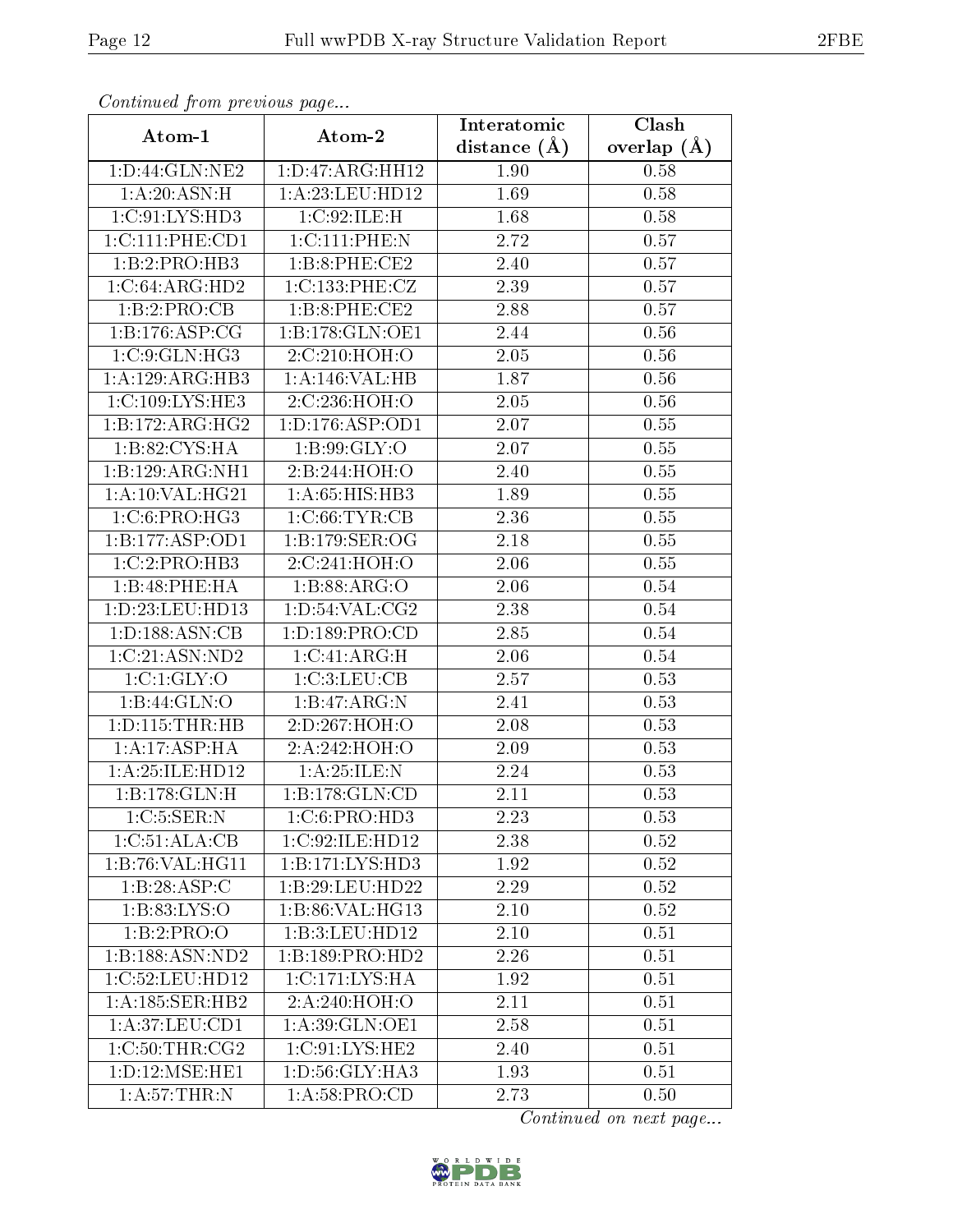*Continued from previous page...*

| Atom-1 | Atom-2 | Interatomic distance (Å) | Clash overlap (Å) |
|---|---|---|---|
| 1:D:44:GLN:NE2 | 1:D:47:ARG:HH12 | 1.90 | 0.58 |
| 1:A:20:ASN:H | 1:A:23:LEU:HD12 | 1.69 | 0.58 |
| 1:C:91:LYS:HD3 | 1:C:92:ILE:H | 1.68 | 0.58 |
| 1:C:111:PHE:CD1 | 1:C:111:PHE:N | 2.72 | 0.57 |
| 1:B:2:PRO:HB3 | 1:B:8:PHE:CE2 | 2.40 | 0.57 |
| 1:C:64:ARG:HD2 | 1:C:133:PHE:CZ | 2.39 | 0.57 |
| 1:B:2:PRO:CB | 1:B:8:PHE:CE2 | 2.88 | 0.57 |
| 1:B:176:ASP:CG | 1:B:178:GLN:OE1 | 2.44 | 0.56 |
| 1:C:9:GLN:HG3 | 2:C:210:HOH:O | 2.05 | 0.56 |
| 1:A:129:ARG:HB3 | 1:A:146:VAL:HB | 1.87 | 0.56 |
| 1:C:109:LYS:HE3 | 2:C:236:HOH:O | 2.05 | 0.56 |
| 1:B:172:ARG:HG2 | 1:D:176:ASP:OD1 | 2.07 | 0.55 |
| 1:B:82:CYS:HA | 1:B:99:GLY:O | 2.07 | 0.55 |
| 1:B:129:ARG:NH1 | 2:B:244:HOH:O | 2.40 | 0.55 |
| 1:A:10:VAL:HG21 | 1:A:65:HIS:HB3 | 1.89 | 0.55 |
| 1:C:6:PRO:HG3 | 1:C:66:TYR:CB | 2.36 | 0.55 |
| 1:B:177:ASP:OD1 | 1:B:179:SER:OG | 2.18 | 0.55 |
| 1:C:2:PRO:HB3 | 2:C:241:HOH:O | 2.06 | 0.55 |
| 1:B:48:PHE:HA | 1:B:88:ARG:O | 2.06 | 0.54 |
| 1:D:23:LEU:HD13 | 1:D:54:VAL:CG2 | 2.38 | 0.54 |
| 1:D:188:ASN:CB | 1:D:189:PRO:CD | 2.85 | 0.54 |
| 1:C:21:ASN:ND2 | 1:C:41:ARG:H | 2.06 | 0.54 |
| 1:C:1:GLY:O | 1:C:3:LEU:CB | 2.57 | 0.53 |
| 1:B:44:GLN:O | 1:B:47:ARG:N | 2.41 | 0.53 |
| 1:D:115:THR:HB | 2:D:267:HOH:O | 2.08 | 0.53 |
| 1:A:17:ASP:HA | 2:A:242:HOH:O | 2.09 | 0.53 |
| 1:A:25:ILE:HD12 | 1:A:25:ILE:N | 2.24 | 0.53 |
| 1:B:178:GLN:H | 1:B:178:GLN:CD | 2.11 | 0.53 |
| 1:C:5:SER:N | 1:C:6:PRO:HD3 | 2.23 | 0.53 |
| 1:C:51:ALA:CB | 1:C:92:ILE:HD12 | 2.38 | 0.52 |
| 1:B:76:VAL:HG11 | 1:B:171:LYS:HD3 | 1.92 | 0.52 |
| 1:B:28:ASP:C | 1:B:29:LEU:HD22 | 2.29 | 0.52 |
| 1:B:83:LYS:O | 1:B:86:VAL:HG13 | 2.10 | 0.52 |
| 1:B:2:PRO:O | 1:B:3:LEU:HD12 | 2.10 | 0.51 |
| 1:B:188:ASN:ND2 | 1:B:189:PRO:HD2 | 2.26 | 0.51 |
| 1:C:52:LEU:HD12 | 1:C:171:LYS:HA | 1.92 | 0.51 |
| 1:A:185:SER:HB2 | 2:A:240:HOH:O | 2.11 | 0.51 |
| 1:A:37:LEU:CD1 | 1:A:39:GLN:OE1 | 2.58 | 0.51 |
| 1:C:50:THR:CG2 | 1:C:91:LYS:HE2 | 2.40 | 0.51 |
| 1:D:12:MSE:HE1 | 1:D:56:GLY:HA3 | 1.93 | 0.51 |
| 1:A:57:THR:N | 1:A:58:PRO:CD | 2.73 | 0.50 |

*Continued on next page...*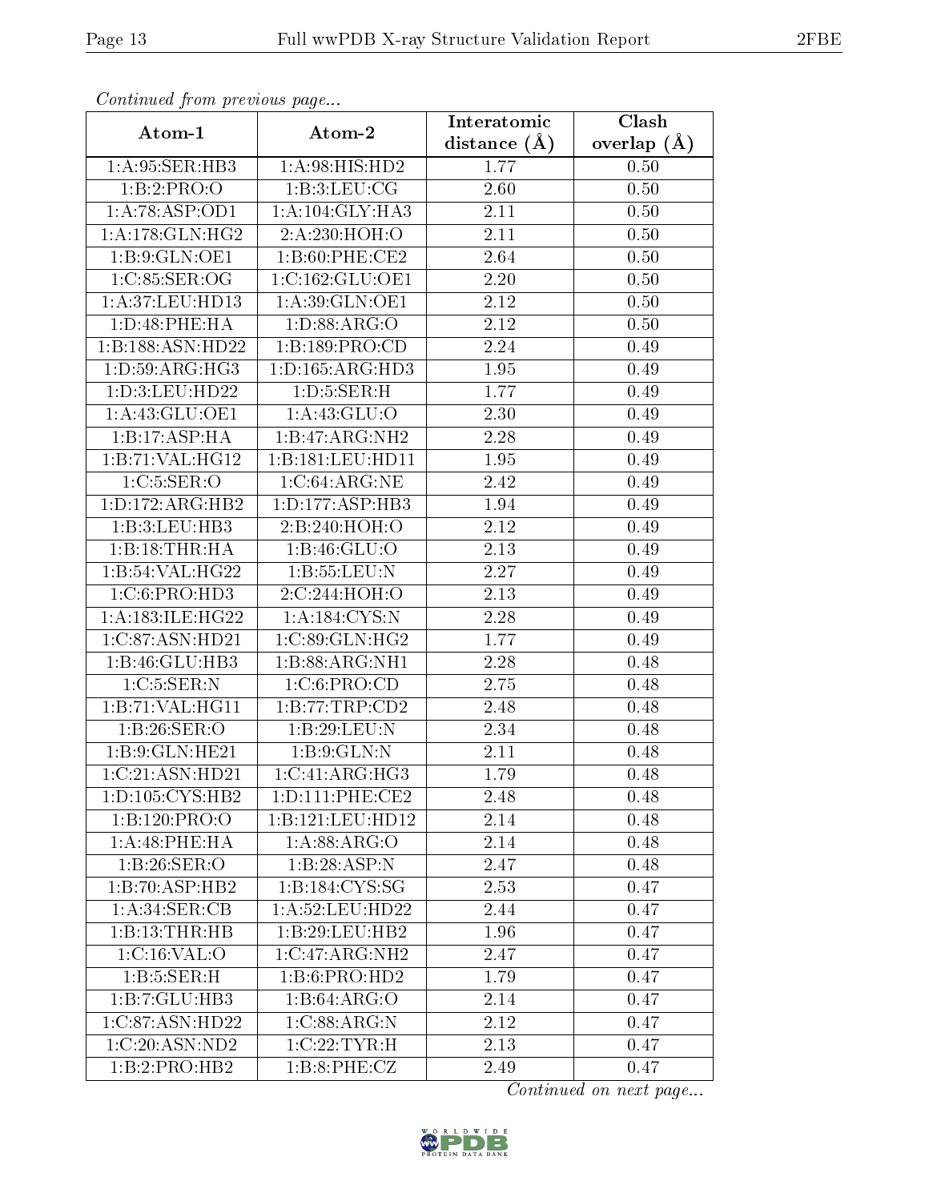*Continued from previous page...*

| Atom-1 | Atom-2 | Interatomic distance (Å) | Clash overlap (Å) |
|---|---|---|---|
| 1:A:95:SER:HB3 | 1:A:98:HIS:HD2 | 1.77 | 0.50 |
| 1:B:2:PRO:O | 1:B:3:LEU:CG | 2.60 | 0.50 |
| 1:A:78:ASP:OD1 | 1:A:104:GLY:HA3 | 2.11 | 0.50 |
| 1:A:178:GLN:HG2 | 2:A:230:HOH:O | 2.11 | 0.50 |
| 1:B:9:GLN:OE1 | 1:B:60:PHE:CE2 | 2.64 | 0.50 |
| 1:C:85:SER:OG | 1:C:162:GLU:OE1 | 2.20 | 0.50 |
| 1:A:37:LEU:HD13 | 1:A:39:GLN:OE1 | 2.12 | 0.50 |
| 1:D:48:PHE:HA | 1:D:88:ARG:O | 2.12 | 0.50 |
| 1:B:188:ASN:HD22 | 1:B:189:PRO:CD | 2.24 | 0.49 |
| 1:D:59:ARG:HG3 | 1:D:165:ARG:HD3 | 1.95 | 0.49 |
| 1:D:3:LEU:HD22 | 1:D:5:SER:H | 1.77 | 0.49 |
| 1:A:43:GLU:OE1 | 1:A:43:GLU:O | 2.30 | 0.49 |
| 1:B:17:ASP:HA | 1:B:47:ARG:NH2 | 2.28 | 0.49 |
| 1:B:71:VAL:HG12 | 1:B:181:LEU:HD11 | 1.95 | 0.49 |
| 1:C:5:SER:O | 1:C:64:ARG:NE | 2.42 | 0.49 |
| 1:D:172:ARG:HB2 | 1:D:177:ASP:HB3 | 1.94 | 0.49 |
| 1:B:3:LEU:HB3 | 2:B:240:HOH:O | 2.12 | 0.49 |
| 1:B:18:THR:HA | 1:B:46:GLU:O | 2.13 | 0.49 |
| 1:B:54:VAL:HG22 | 1:B:55:LEU:N | 2.27 | 0.49 |
| 1:C:6:PRO:HD3 | 2:C:244:HOH:O | 2.13 | 0.49 |
| 1:A:183:ILE:HG22 | 1:A:184:CYS:N | 2.28 | 0.49 |
| 1:C:87:ASN:HD21 | 1:C:89:GLN:HG2 | 1.77 | 0.49 |
| 1:B:46:GLU:HB3 | 1:B:88:ARG:NH1 | 2.28 | 0.48 |
| 1:C:5:SER:N | 1:C:6:PRO:CD | 2.75 | 0.48 |
| 1:B:71:VAL:HG11 | 1:B:77:TRP:CD2 | 2.48 | 0.48 |
| 1:B:26:SER:O | 1:B:29:LEU:N | 2.34 | 0.48 |
| 1:B:9:GLN:HE21 | 1:B:9:GLN:N | 2.11 | 0.48 |
| 1:C:21:ASN:HD21 | 1:C:41:ARG:HG3 | 1.79 | 0.48 |
| 1:D:105:CYS:HB2 | 1:D:111:PHE:CE2 | 2.48 | 0.48 |
| 1:B:120:PRO:O | 1:B:121:LEU:HD12 | 2.14 | 0.48 |
| 1:A:48:PHE:HA | 1:A:88:ARG:O | 2.14 | 0.48 |
| 1:B:26:SER:O | 1:B:28:ASP:N | 2.47 | 0.48 |
| 1:B:70:ASP:HB2 | 1:B:184:CYS:SG | 2.53 | 0.47 |
| 1:A:34:SER:CB | 1:A:52:LEU:HD22 | 2.44 | 0.47 |
| 1:B:13:THR:HB | 1:B:29:LEU:HB2 | 1.96 | 0.47 |
| 1:C:16:VAL:O | 1:C:47:ARG:NH2 | 2.47 | 0.47 |
| 1:B:5:SER:H | 1:B:6:PRO:HD2 | 1.79 | 0.47 |
| 1:B:7:GLU:HB3 | 1:B:64:ARG:O | 2.14 | 0.47 |
| 1:C:87:ASN:HD22 | 1:C:88:ARG:N | 2.12 | 0.47 |
| 1:C:20:ASN:ND2 | 1:C:22:TYR:H | 2.13 | 0.47 |
| 1:B:2:PRO:HB2 | 1:B:8:PHE:CZ | 2.49 | 0.47 |

*Continued on next page...*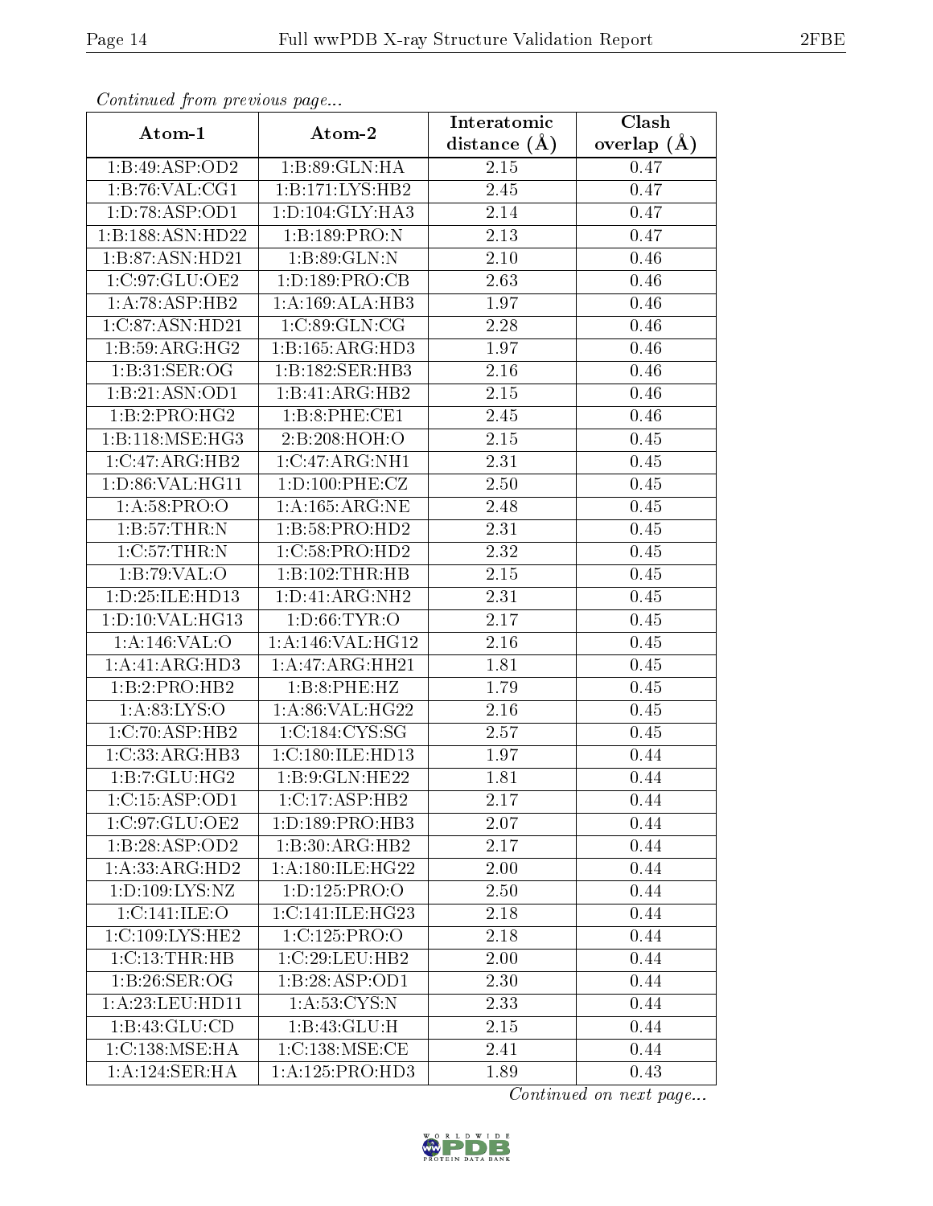*Continued from previous page...*

| Atom-1 | Atom-2 | Interatomic distance (Å) | Clash overlap (Å) |
|---|---|---|---|
| 1:B:49:ASP:OD2 | 1:B:89:GLN:HA | 2.15 | 0.47 |
| 1:B:76:VAL:CG1 | 1:B:171:LYS:HB2 | 2.45 | 0.47 |
| 1:D:78:ASP:OD1 | 1:D:104:GLY:HA3 | 2.14 | 0.47 |
| 1:B:188:ASN:HD22 | 1:B:189:PRO:N | 2.13 | 0.47 |
| 1:B:87:ASN:HD21 | 1:B:89:GLN:N | 2.10 | 0.46 |
| 1:C:97:GLU:OE2 | 1:D:189:PRO:CB | 2.63 | 0.46 |
| 1:A:78:ASP:HB2 | 1:A:169:ALA:HB3 | 1.97 | 0.46 |
| 1:C:87:ASN:HD21 | 1:C:89:GLN:CG | 2.28 | 0.46 |
| 1:B:59:ARG:HG2 | 1:B:165:ARG:HD3 | 1.97 | 0.46 |
| 1:B:31:SER:OG | 1:B:182:SER:HB3 | 2.16 | 0.46 |
| 1:B:21:ASN:OD1 | 1:B:41:ARG:HB2 | 2.15 | 0.46 |
| 1:B:2:PRO:HG2 | 1:B:8:PHE:CE1 | 2.45 | 0.46 |
| 1:B:118:MSE:HG3 | 2:B:208:HOH:O | 2.15 | 0.45 |
| 1:C:47:ARG:HB2 | 1:C:47:ARG:NH1 | 2.31 | 0.45 |
| 1:D:86:VAL:HG11 | 1:D:100:PHE:CZ | 2.50 | 0.45 |
| 1:A:58:PRO:O | 1:A:165:ARG:NE | 2.48 | 0.45 |
| 1:B:57:THR:N | 1:B:58:PRO:HD2 | 2.31 | 0.45 |
| 1:C:57:THR:N | 1:C:58:PRO:HD2 | 2.32 | 0.45 |
| 1:B:79:VAL:O | 1:B:102:THR:HB | 2.15 | 0.45 |
| 1:D:25:ILE:HD13 | 1:D:41:ARG:NH2 | 2.31 | 0.45 |
| 1:D:10:VAL:HG13 | 1:D:66:TYR:O | 2.17 | 0.45 |
| 1:A:146:VAL:O | 1:A:146:VAL:HG12 | 2.16 | 0.45 |
| 1:A:41:ARG:HD3 | 1:A:47:ARG:HH21 | 1.81 | 0.45 |
| 1:B:2:PRO:HB2 | 1:B:8:PHE:HZ | 1.79 | 0.45 |
| 1:A:83:LYS:O | 1:A:86:VAL:HG22 | 2.16 | 0.45 |
| 1:C:70:ASP:HB2 | 1:C:184:CYS:SG | 2.57 | 0.45 |
| 1:C:33:ARG:HB3 | 1:C:180:ILE:HD13 | 1.97 | 0.44 |
| 1:B:7:GLU:HG2 | 1:B:9:GLN:HE22 | 1.81 | 0.44 |
| 1:C:15:ASP:OD1 | 1:C:17:ASP:HB2 | 2.17 | 0.44 |
| 1:C:97:GLU:OE2 | 1:D:189:PRO:HB3 | 2.07 | 0.44 |
| 1:B:28:ASP:OD2 | 1:B:30:ARG:HB2 | 2.17 | 0.44 |
| 1:A:33:ARG:HD2 | 1:A:180:ILE:HG22 | 2.00 | 0.44 |
| 1:D:109:LYS:NZ | 1:D:125:PRO:O | 2.50 | 0.44 |
| 1:C:141:ILE:O | 1:C:141:ILE:HG23 | 2.18 | 0.44 |
| 1:C:109:LYS:HE2 | 1:C:125:PRO:O | 2.18 | 0.44 |
| 1:C:13:THR:HB | 1:C:29:LEU:HB2 | 2.00 | 0.44 |
| 1:B:26:SER:OG | 1:B:28:ASP:OD1 | 2.30 | 0.44 |
| 1:A:23:LEU:HD11 | 1:A:53:CYS:N | 2.33 | 0.44 |
| 1:B:43:GLU:CD | 1:B:43:GLU:H | 2.15 | 0.44 |
| 1:C:138:MSE:HA | 1:C:138:MSE:CE | 2.41 | 0.44 |
| 1:A:124:SER:HA | 1:A:125:PRO:HD3 | 1.89 | 0.43 |

*Continued on next page...*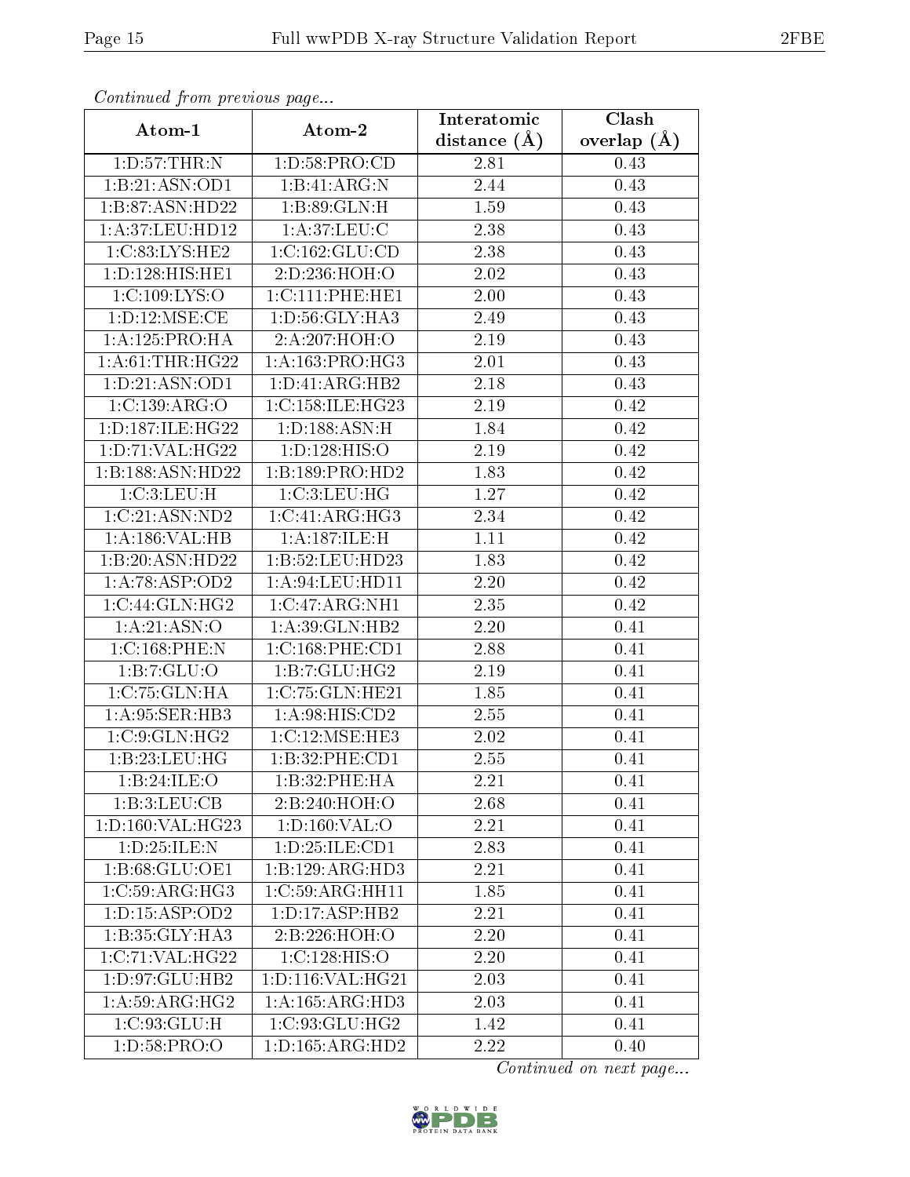*Continued from previous page...*

| Atom-1 | Atom-2 | Interatomic distance (Å) | Clash overlap (Å) |
|---|---|---|---|
| 1:D:57:THR:N | 1:D:58:PRO:CD | 2.81 | 0.43 |
| 1:B:21:ASN:OD1 | 1:B:41:ARG:N | 2.44 | 0.43 |
| 1:B:87:ASN:HD22 | 1:B:89:GLN:H | 1.59 | 0.43 |
| 1:A:37:LEU:HD12 | 1:A:37:LEU:C | 2.38 | 0.43 |
| 1:C:83:LYS:HE2 | 1:C:162:GLU:CD | 2.38 | 0.43 |
| 1:D:128:HIS:HE1 | 2:D:236:HOH:O | 2.02 | 0.43 |
| 1:C:109:LYS:O | 1:C:111:PHE:HE1 | 2.00 | 0.43 |
| 1:D:12:MSE:CE | 1:D:56:GLY:HA3 | 2.49 | 0.43 |
| 1:A:125:PRO:HA | 2:A:207:HOH:O | 2.19 | 0.43 |
| 1:A:61:THR:HG22 | 1:A:163:PRO:HG3 | 2.01 | 0.43 |
| 1:D:21:ASN:OD1 | 1:D:41:ARG:HB2 | 2.18 | 0.43 |
| 1:C:139:ARG:O | 1:C:158:ILE:HG23 | 2.19 | 0.42 |
| 1:D:187:ILE:HG22 | 1:D:188:ASN:H | 1.84 | 0.42 |
| 1:D:71:VAL:HG22 | 1:D:128:HIS:O | 2.19 | 0.42 |
| 1:B:188:ASN:HD22 | 1:B:189:PRO:HD2 | 1.83 | 0.42 |
| 1:C:3:LEU:H | 1:C:3:LEU:HG | 1.27 | 0.42 |
| 1:C:21:ASN:ND2 | 1:C:41:ARG:HG3 | 2.34 | 0.42 |
| 1:A:186:VAL:HB | 1:A:187:ILE:H | 1.11 | 0.42 |
| 1:B:20:ASN:HD22 | 1:B:52:LEU:HD23 | 1.83 | 0.42 |
| 1:A:78:ASP:OD2 | 1:A:94:LEU:HD11 | 2.20 | 0.42 |
| 1:C:44:GLN:HG2 | 1:C:47:ARG:NH1 | 2.35 | 0.42 |
| 1:A:21:ASN:O | 1:A:39:GLN:HB2 | 2.20 | 0.41 |
| 1:C:168:PHE:N | 1:C:168:PHE:CD1 | 2.88 | 0.41 |
| 1:B:7:GLU:O | 1:B:7:GLU:HG2 | 2.19 | 0.41 |
| 1:C:75:GLN:HA | 1:C:75:GLN:HE21 | 1.85 | 0.41 |
| 1:A:95:SER:HB3 | 1:A:98:HIS:CD2 | 2.55 | 0.41 |
| 1:C:9:GLN:HG2 | 1:C:12:MSE:HE3 | 2.02 | 0.41 |
| 1:B:23:LEU:HG | 1:B:32:PHE:CD1 | 2.55 | 0.41 |
| 1:B:24:ILE:O | 1:B:32:PHE:HA | 2.21 | 0.41 |
| 1:B:3:LEU:CB | 2:B:240:HOH:O | 2.68 | 0.41 |
| 1:D:160:VAL:HG23 | 1:D:160:VAL:O | 2.21 | 0.41 |
| 1:D:25:ILE:N | 1:D:25:ILE:CD1 | 2.83 | 0.41 |
| 1:B:68:GLU:OE1 | 1:B:129:ARG:HD3 | 2.21 | 0.41 |
| 1:C:59:ARG:HG3 | 1:C:59:ARG:HH11 | 1.85 | 0.41 |
| 1:D:15:ASP:OD2 | 1:D:17:ASP:HB2 | 2.21 | 0.41 |
| 1:B:35:GLY:HA3 | 2:B:226:HOH:O | 2.20 | 0.41 |
| 1:C:71:VAL:HG22 | 1:C:128:HIS:O | 2.20 | 0.41 |
| 1:D:97:GLU:HB2 | 1:D:116:VAL:HG21 | 2.03 | 0.41 |
| 1:A:59:ARG:HG2 | 1:A:165:ARG:HD3 | 2.03 | 0.41 |
| 1:C:93:GLU:H | 1:C:93:GLU:HG2 | 1.42 | 0.41 |
| 1:D:58:PRO:O | 1:D:165:ARG:HD2 | 2.22 | 0.40 |

*Continued on next page...*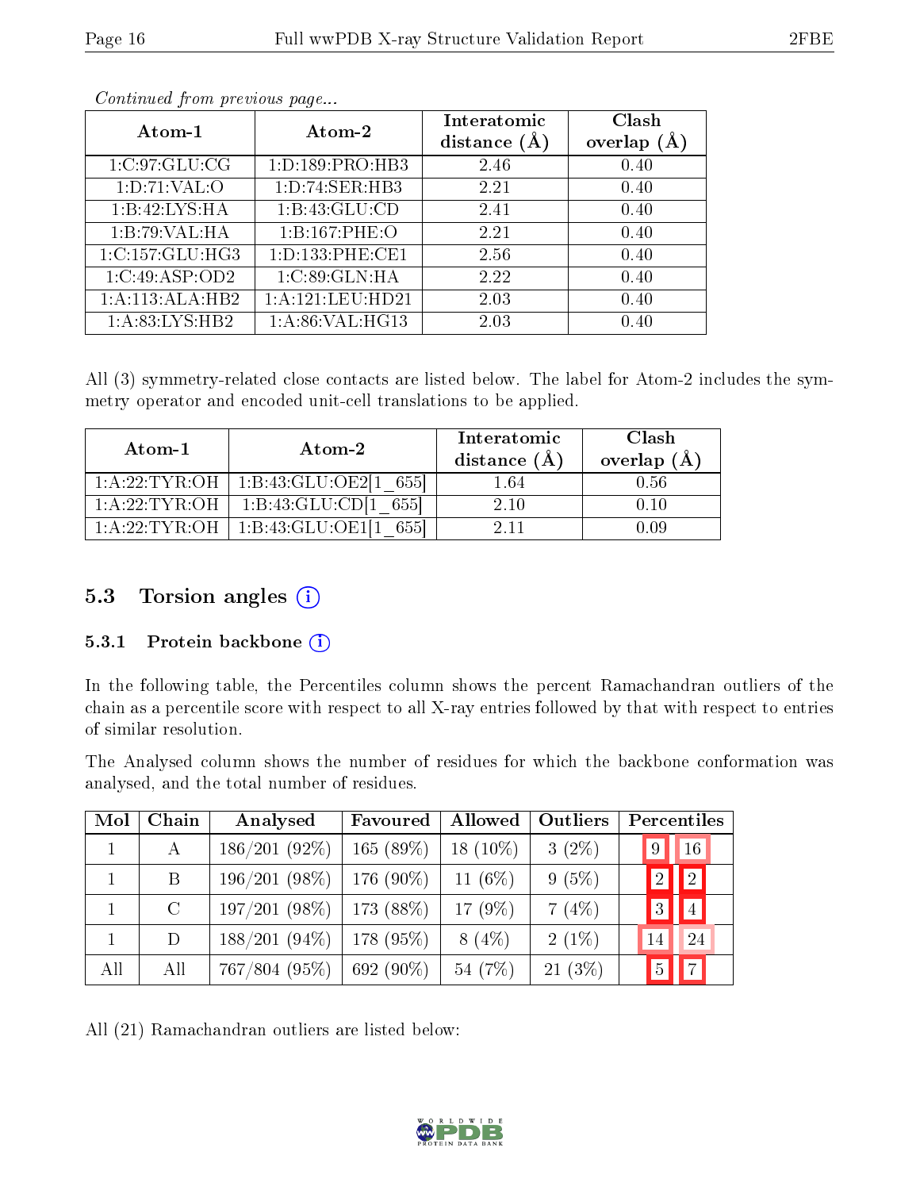*Continued from previous page...*

| Atom-1 | Atom-2 | Interatomic distance (Å) | Clash overlap (Å) |
|---|---|---|---|
| 1:C:97:GLU:CG | 1:D:189:PRO:HB3 | 2.46 | 0.40 |
| 1:D:71:VAL:O | 1:D:74:SER:HB3 | 2.21 | 0.40 |
| 1:B:42:LYS:HA | 1:B:43:GLU:CD | 2.41 | 0.40 |
| 1:B:79:VAL:HA | 1:B:167:PHE:O | 2.21 | 0.40 |
| 1:C:157:GLU:HG3 | 1:D:133:PHE:CE1 | 2.56 | 0.40 |
| 1:C:49:ASP:OD2 | 1:C:89:GLN:HA | 2.22 | 0.40 |
| 1:A:113:ALA:HB2 | 1:A:121:LEU:HD21 | 2.03 | 0.40 |
| 1:A:83:LYS:HB2 | 1:A:86:VAL:HG13 | 2.03 | 0.40 |

All (3) symmetry-related close contacts are listed below. The label for Atom-2 includes the symmetry operator and encoded unit-cell translations to be applied.

| Atom-1 | Atom-2 | Interatomic distance (Å) | Clash overlap (Å) |
|---|---|---|---|
| 1:A:22:TYR:OH | 1:B:43:GLU:OE2[1_655] | 1.64 | 0.56 |
| 1:A:22:TYR:OH | 1:B:43:GLU:CD[1_655] | 2.10 | 0.10 |
| 1:A:22:TYR:OH | 1:B:43:GLU:OE1[1_655] | 2.11 | 0.09 |

## 5.3 Torsion angles

### 5.3.1 Protein backbone

In the following table, the Percentiles column shows the percent Ramachandran outliers of the chain as a percentile score with respect to all X-ray entries followed by that with respect to entries of similar resolution.

The Analysed column shows the number of residues for which the backbone conformation was analysed, and the total number of residues.

| Mol | Chain | Analysed | Favoured | Allowed | Outliers | Percentiles | |
|---|---|---|---|---|---|---|---|
| 1 | A | 186/201 (92%) | 165 (89%) | 18 (10%) | 3 (2%) | 9 | 16 |
| 1 | B | 196/201 (98%) | 176 (90%) | 11 (6%) | 9 (5%) | 2 | 2 |
| 1 | C | 197/201 (98%) | 173 (88%) | 17 (9%) | 7 (4%) | 3 | 4 |
| 1 | D | 188/201 (94%) | 178 (95%) | 8 (4%) | 2 (1%) | 14 | 24 |
| All | All | 767/804 (95%) | 692 (90%) | 54 (7%) | 21 (3%) | 5 | 7 |

All (21) Ramachandran outliers are listed below: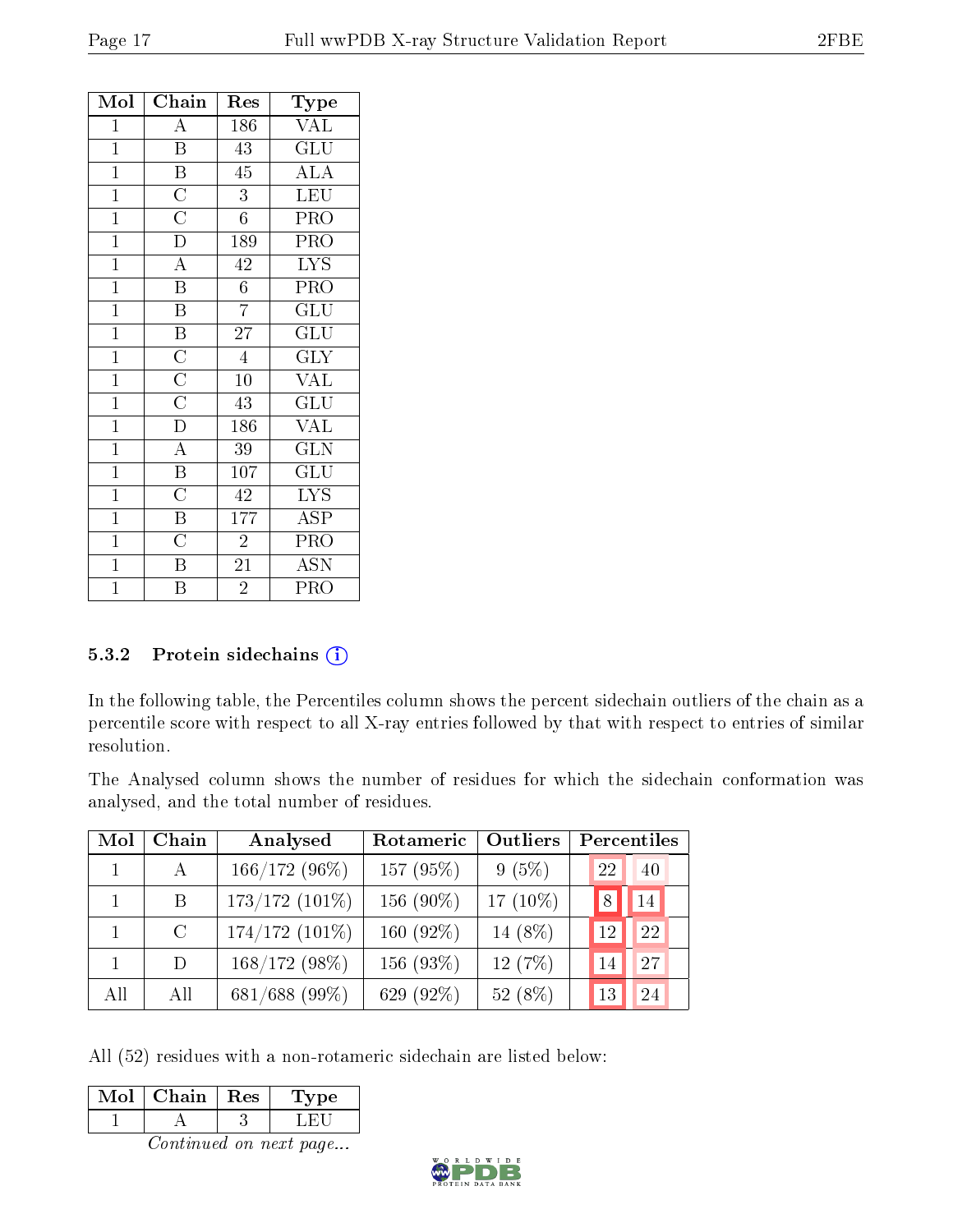| Mol | Chain | Res | Type |
|---|---|---|---|
| 1 | A | 186 | VAL |
| 1 | B | 43 | GLU |
| 1 | B | 45 | ALA |
| 1 | C | 3 | LEU |
| 1 | C | 6 | PRO |
| 1 | D | 189 | PRO |
| 1 | A | 42 | LYS |
| 1 | B | 6 | PRO |
| 1 | B | 7 | GLU |
| 1 | B | 27 | GLU |
| 1 | C | 4 | GLY |
| 1 | C | 10 | VAL |
| 1 | C | 43 | GLU |
| 1 | D | 186 | VAL |
| 1 | A | 39 | GLN |
| 1 | B | 107 | GLU |
| 1 | C | 42 | LYS |
| 1 | B | 177 | ASP |
| 1 | C | 2 | PRO |
| 1 | B | 21 | ASN |
| 1 | B | 2 | PRO |

### 5.3.2 Protein sidechains

In the following table, the Percentiles column shows the percent sidechain outliers of the chain as a percentile score with respect to all X-ray entries followed by that with respect to entries of similar resolution.

The Analysed column shows the number of residues for which the sidechain conformation was analysed, and the total number of residues.

| Mol | Chain | Analysed | Rotameric | Outliers | Percentiles | |
|---|---|---|---|---|---|---|
| 1 | A | 166/172 (96%) | 157 (95%) | 9 (5%) | 22 | 40 |
| 1 | B | 173/172 (101%) | 156 (90%) | 17 (10%) | 8 | 14 |
| 1 | C | 174/172 (101%) | 160 (92%) | 14 (8%) | 12 | 22 |
| 1 | D | 168/172 (98%) | 156 (93%) | 12 (7%) | 14 | 27 |
| All | All | 681/688 (99%) | 629 (92%) | 52 (8%) | 13 | 24 |

All (52) residues with a non-rotameric sidechain are listed below:

| Mol | Chain | Res | Type |
|---|---|---|---|
| 1 | A | 3 | LEU |

*Continued on next page...*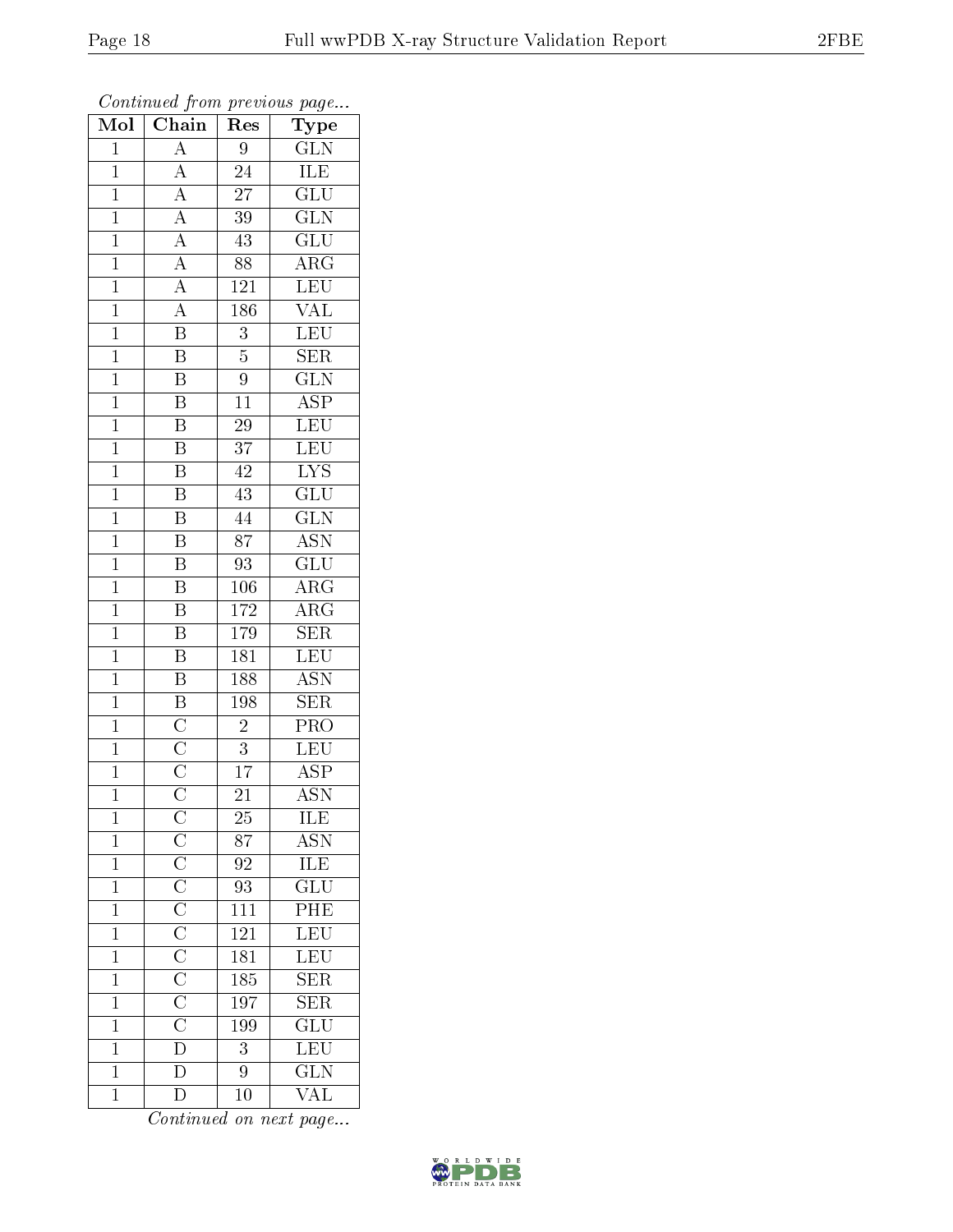*Continued from previous page...*

| Mol | Chain | Res | Type |
|---|---|---|---|
| 1 | A | 9 | GLN |
| 1 | A | 24 | ILE |
| 1 | A | 27 | GLU |
| 1 | A | 39 | GLN |
| 1 | A | 43 | GLU |
| 1 | A | 88 | ARG |
| 1 | A | 121 | LEU |
| 1 | A | 186 | VAL |
| 1 | B | 3 | LEU |
| 1 | B | 5 | SER |
| 1 | B | 9 | GLN |
| 1 | B | 11 | ASP |
| 1 | B | 29 | LEU |
| 1 | B | 37 | LEU |
| 1 | B | 42 | LYS |
| 1 | B | 43 | GLU |
| 1 | B | 44 | GLN |
| 1 | B | 87 | ASN |
| 1 | B | 93 | GLU |
| 1 | B | 106 | ARG |
| 1 | B | 172 | ARG |
| 1 | B | 179 | SER |
| 1 | B | 181 | LEU |
| 1 | B | 188 | ASN |
| 1 | B | 198 | SER |
| 1 | C | 2 | PRO |
| 1 | C | 3 | LEU |
| 1 | C | 17 | ASP |
| 1 | C | 21 | ASN |
| 1 | C | 25 | ILE |
| 1 | C | 87 | ASN |
| 1 | C | 92 | ILE |
| 1 | C | 93 | GLU |
| 1 | C | 111 | PHE |
| 1 | C | 121 | LEU |
| 1 | C | 181 | LEU |
| 1 | C | 185 | SER |
| 1 | C | 197 | SER |
| 1 | C | 199 | GLU |
| 1 | D | 3 | LEU |
| 1 | D | 9 | GLN |
| 1 | D | 10 | VAL |

*Continued on next page...*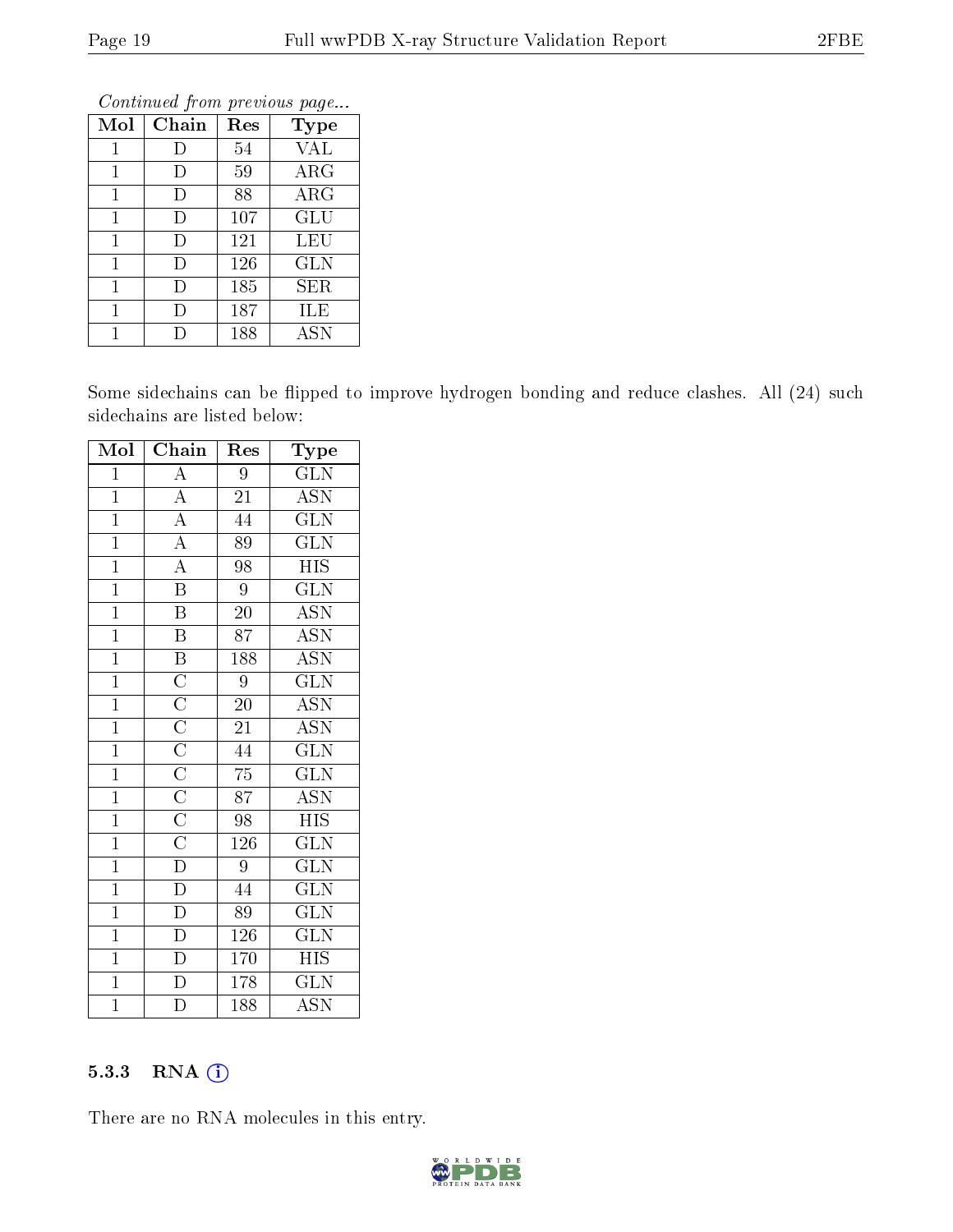*Continued from previous page...*

| Mol | Chain | Res | Type |
|---|---|---|---|
| 1 | D | 54 | VAL |
| 1 | D | 59 | ARG |
| 1 | D | 88 | ARG |
| 1 | D | 107 | GLU |
| 1 | D | 121 | LEU |
| 1 | D | 126 | GLN |
| 1 | D | 185 | SER |
| 1 | D | 187 | ILE |
| 1 | D | 188 | ASN |

Some sidechains can be flipped to improve hydrogen bonding and reduce clashes. All (24) such sidechains are listed below:

| Mol | Chain | Res | Type |
|---|---|---|---|
| 1 | A | 9 | GLN |
| 1 | A | 21 | ASN |
| 1 | A | 44 | GLN |
| 1 | A | 89 | GLN |
| 1 | A | 98 | HIS |
| 1 | B | 9 | GLN |
| 1 | B | 20 | ASN |
| 1 | B | 87 | ASN |
| 1 | B | 188 | ASN |
| 1 | C | 9 | GLN |
| 1 | C | 20 | ASN |
| 1 | C | 21 | ASN |
| 1 | C | 44 | GLN |
| 1 | C | 75 | GLN |
| 1 | C | 87 | ASN |
| 1 | C | 98 | HIS |
| 1 | C | 126 | GLN |
| 1 | D | 9 | GLN |
| 1 | D | 44 | GLN |
| 1 | D | 89 | GLN |
| 1 | D | 126 | GLN |
| 1 | D | 170 | HIS |
| 1 | D | 178 | GLN |
| 1 | D | 188 | ASN |

### 5.3.3 RNA

There are no RNA molecules in this entry.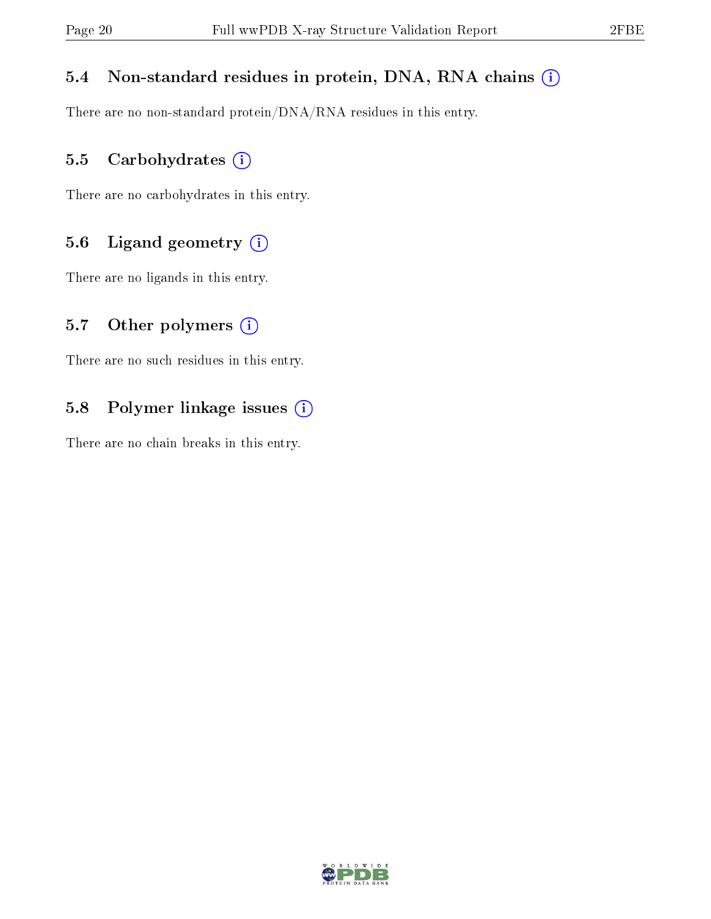## 5.4 Non-standard residues in protein, DNA, RNA chains

There are no non-standard protein/DNA/RNA residues in this entry.

## 5.5 Carbohydrates

There are no carbohydrates in this entry.

## 5.6 Ligand geometry

There are no ligands in this entry.

## 5.7 Other polymers

There are no such residues in this entry.

## 5.8 Polymer linkage issues

There are no chain breaks in this entry.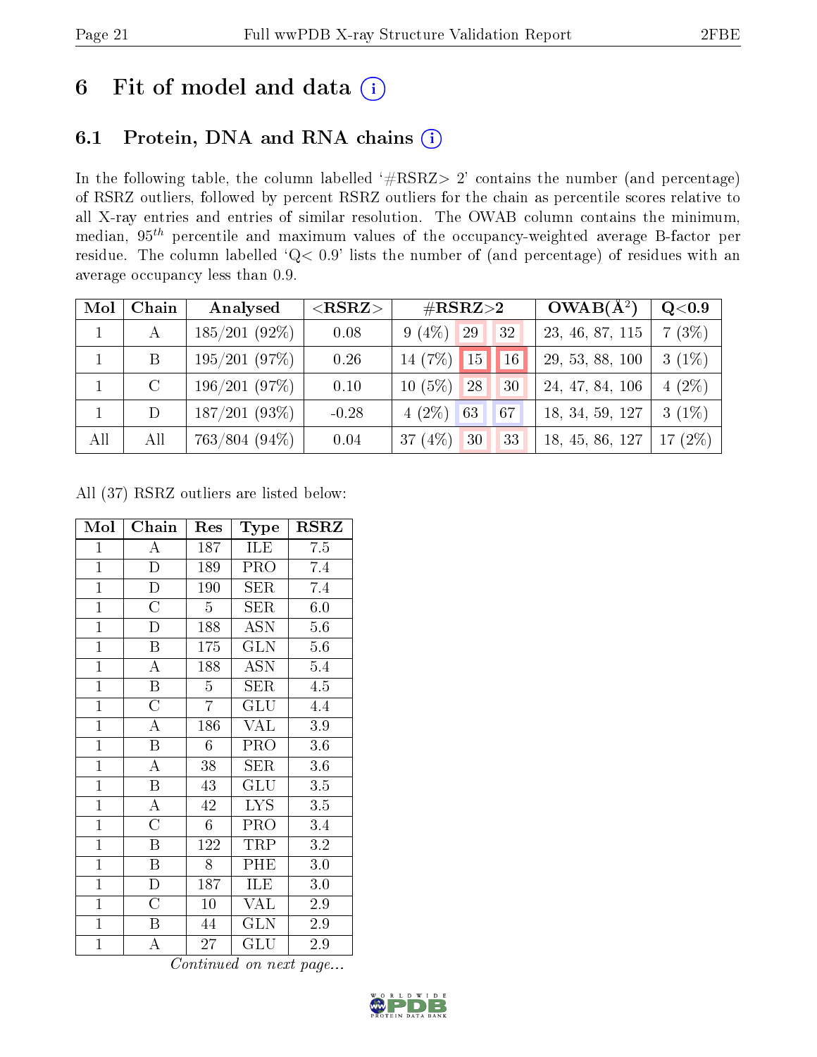# 6 Fit of model and data

## 6.1 Protein, DNA and RNA chains

In the following table, the column labelled '#RSRZ> 2' contains the number (and percentage) of RSRZ outliers, followed by percent RSRZ outliers for the chain as percentile scores relative to all X-ray entries and entries of similar resolution. The OWAB column contains the minimum, median, $95^{th}$ percentile and maximum values of the occupancy-weighted average B-factor per residue. The column labelled 'Q< 0.9' lists the number of (and percentage) of residues with an average occupancy less than 0.9.

| Mol | Chain | Analysed | <RSRZ> | #RSRZ>2 | | | OWAB(Å$^2$) | Q<0.9 |
|---|---|---|---|---|---|---|---|---|
| 1 | A | 185/201 (92%) | 0.08 | 9 (4%) | 29 | 32 | 23, 46, 87, 115 | 7 (3%) |
| 1 | B | 195/201 (97%) | 0.26 | 14 (7%) | 15 | 16 | 29, 53, 88, 100 | 3 (1%) |
| 1 | C | 196/201 (97%) | 0.10 | 10 (5%) | 28 | 30 | 24, 47, 84, 106 | 4 (2%) |
| 1 | D | 187/201 (93%) | -0.28 | 4 (2%) | 63 | 67 | 18, 34, 59, 127 | 3 (1%) |
| All | All | 763/804 (94%) | 0.04 | 37 (4%) | 30 | 33 | 18, 45, 86, 127 | 17 (2%) |

All (37) RSRZ outliers are listed below:

| Mol | Chain | Res | Type | RSRZ |
|---|---|---|---|---|
| 1 | A | 187 | ILE | 7.5 |
| 1 | D | 189 | PRO | 7.4 |
| 1 | D | 190 | SER | 7.4 |
| 1 | C | 5 | SER | 6.0 |
| 1 | D | 188 | ASN | 5.6 |
| 1 | B | 175 | GLN | 5.6 |
| 1 | A | 188 | ASN | 5.4 |
| 1 | B | 5 | SER | 4.5 |
| 1 | C | 7 | GLU | 4.4 |
| 1 | A | 186 | VAL | 3.9 |
| 1 | B | 6 | PRO | 3.6 |
| 1 | A | 38 | SER | 3.6 |
| 1 | B | 43 | GLU | 3.5 |
| 1 | A | 42 | LYS | 3.5 |
| 1 | C | 6 | PRO | 3.4 |
| 1 | B | 122 | TRP | 3.2 |
| 1 | B | 8 | PHE | 3.0 |
| 1 | D | 187 | ILE | 3.0 |
| 1 | C | 10 | VAL | 2.9 |
| 1 | B | 44 | GLN | 2.9 |
| 1 | A | 27 | GLU | 2.9 |

*Continued on next page...*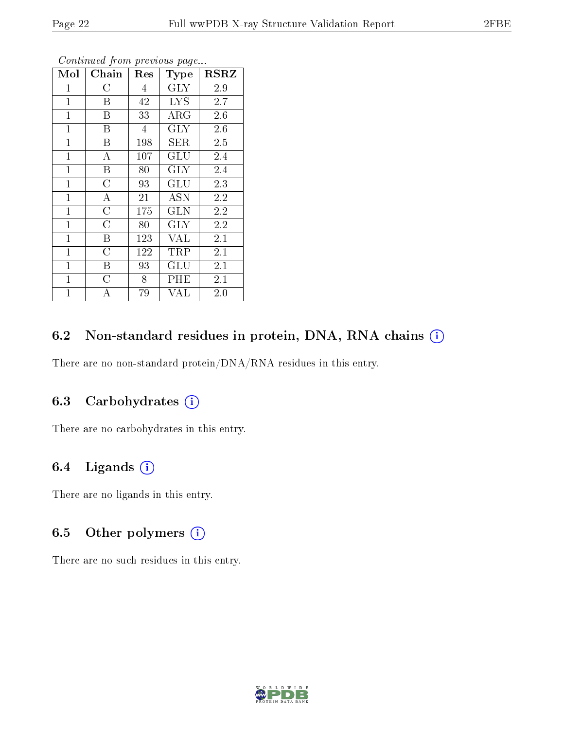*Continued from previous page...*

| Mol | Chain | Res | Type | RSRZ |
|---|---|---|---|---|
| 1 | C | 4 | GLY | 2.9 |
| 1 | B | 42 | LYS | 2.7 |
| 1 | B | 33 | ARG | 2.6 |
| 1 | B | 4 | GLY | 2.6 |
| 1 | B | 198 | SER | 2.5 |
| 1 | A | 107 | GLU | 2.4 |
| 1 | B | 80 | GLY | 2.4 |
| 1 | C | 93 | GLU | 2.3 |
| 1 | A | 21 | ASN | 2.2 |
| 1 | C | 175 | GLN | 2.2 |
| 1 | C | 80 | GLY | 2.2 |
| 1 | B | 123 | VAL | 2.1 |
| 1 | C | 122 | TRP | 2.1 |
| 1 | B | 93 | GLU | 2.1 |
| 1 | C | 8 | PHE | 2.1 |
| 1 | A | 79 | VAL | 2.0 |

### 6.2 Non-standard residues in protein, DNA, RNA chains

There are no non-standard protein/DNA/RNA residues in this entry.

### 6.3 Carbohydrates

There are no carbohydrates in this entry.

### 6.4 Ligands

There are no ligands in this entry.

### 6.5 Other polymers

There are no such residues in this entry.